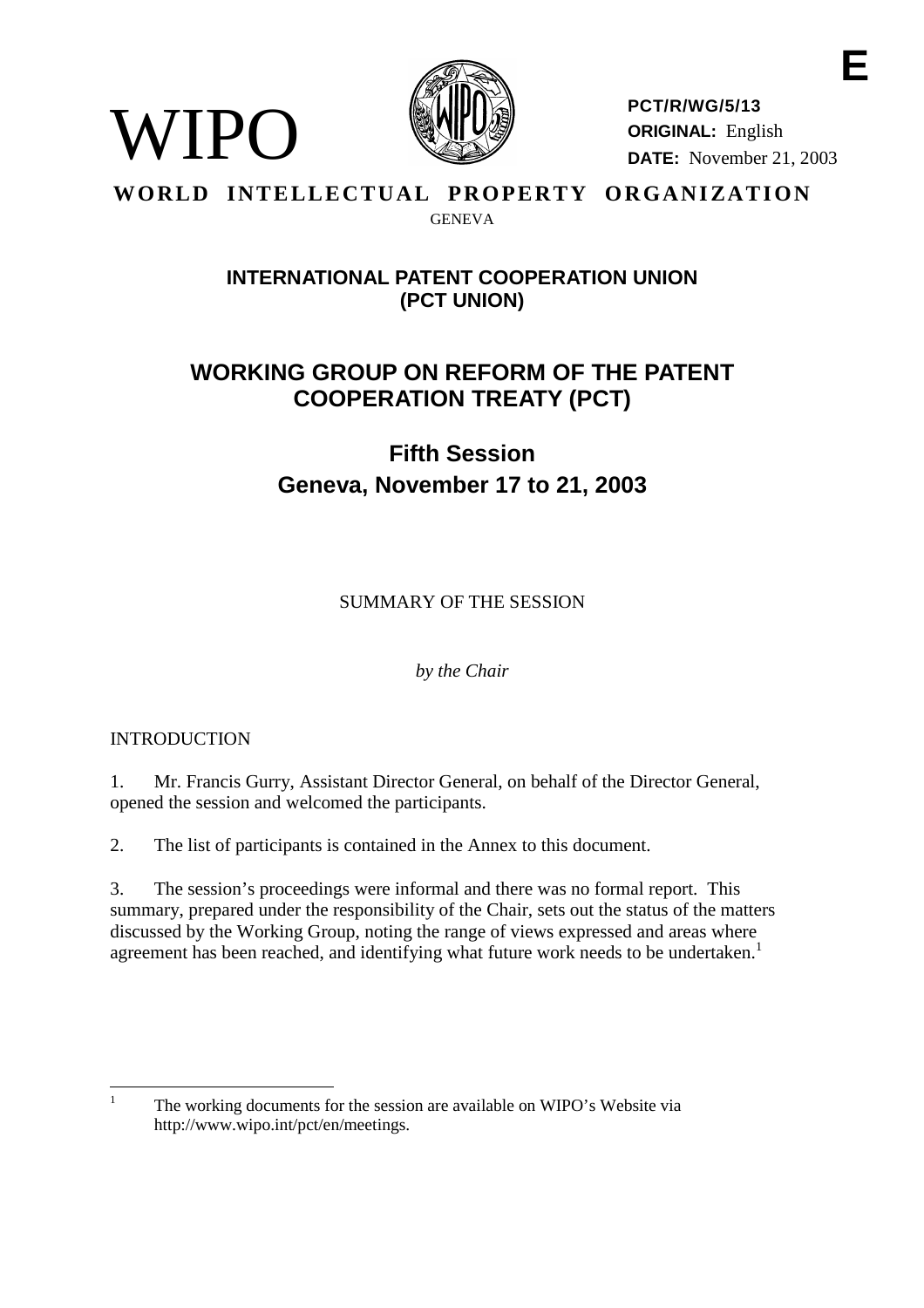WIPO

**PCT/R/WG/5/13**
**ORIGINAL:** English
**DATE:** November 21, 2003

E

**WORLD INTELLECTUAL PROPERTY ORGANIZATION**
GENEVA

## INTERNATIONAL PATENT COOPERATION UNION (PCT UNION)

# WORKING GROUP ON REFORM OF THE PATENT COOPERATION TREATY (PCT)

## Fifth Session
## Geneva, November 17 to 21, 2003

SUMMARY OF THE SESSION

*by the Chair*

INTRODUCTION

1. Mr. Francis Gurry, Assistant Director General, on behalf of the Director General, opened the session and welcomed the participants.

2. The list of participants is contained in the Annex to this document.

3. The session's proceedings were informal and there was no formal report. This summary, prepared under the responsibility of the Chair, sets out the status of the matters discussed by the Working Group, noting the range of views expressed and areas where agreement has been reached, and identifying what future work needs to be undertaken.[1]

[1] The working documents for the session are available on WIPO's Website via http://www.wipo.int/pct/en/meetings.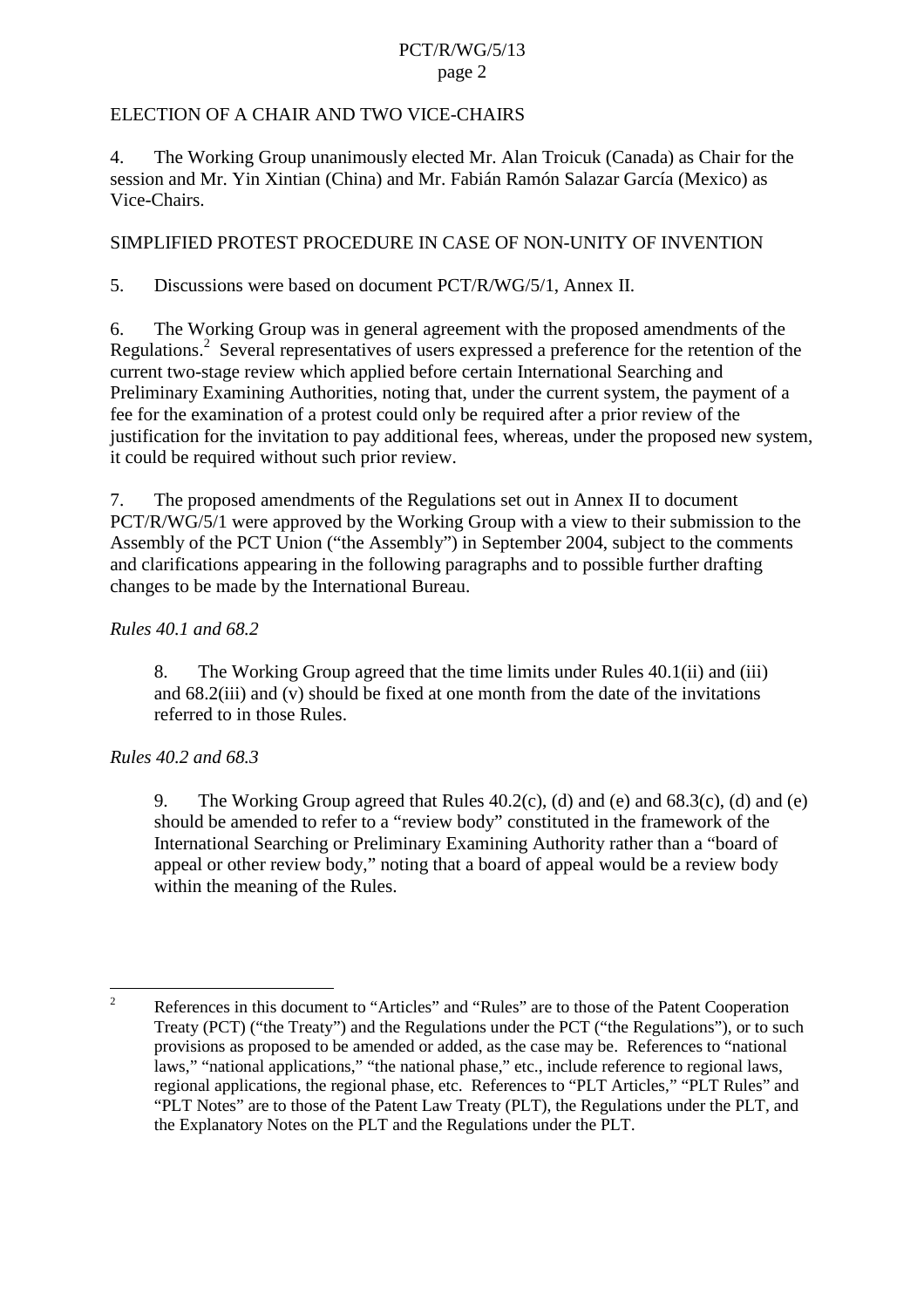## ELECTION OF A CHAIR AND TWO VICE-CHAIRS

4. The Working Group unanimously elected Mr. Alan Troicuk (Canada) as Chair for the session and Mr. Yin Xintian (China) and Mr. Fabián Ramón Salazar García (Mexico) as Vice-Chairs.

## SIMPLIFIED PROTEST PROCEDURE IN CASE OF NON-UNITY OF INVENTION

5. Discussions were based on document PCT/R/WG/5/1, Annex II.

6. The Working Group was in general agreement with the proposed amendments of the Regulations.[2] Several representatives of users expressed a preference for the retention of the current two-stage review which applied before certain International Searching and Preliminary Examining Authorities, noting that, under the current system, the payment of a fee for the examination of a protest could only be required after a prior review of the justification for the invitation to pay additional fees, whereas, under the proposed new system, it could be required without such prior review.

7. The proposed amendments of the Regulations set out in Annex II to document PCT/R/WG/5/1 were approved by the Working Group with a view to their submission to the Assembly of the PCT Union ("the Assembly") in September 2004, subject to the comments and clarifications appearing in the following paragraphs and to possible further drafting changes to be made by the International Bureau.

*Rules 40.1 and 68.2*

> 8. The Working Group agreed that the time limits under Rules 40.1(ii) and (iii) and 68.2(iii) and (v) should be fixed at one month from the date of the invitations referred to in those Rules.

*Rules 40.2 and 68.3*

> 9. The Working Group agreed that Rules 40.2(c), (d) and (e) and 68.3(c), (d) and (e) should be amended to refer to a "review body" constituted in the framework of the International Searching or Preliminary Examining Authority rather than a "board of appeal or other review body," noting that a board of appeal would be a review body within the meaning of the Rules.

---

[2] References in this document to "Articles" and "Rules" are to those of the Patent Cooperation Treaty (PCT) ("the Treaty") and the Regulations under the PCT ("the Regulations"), or to such provisions as proposed to be amended or added, as the case may be. References to "national laws," "national applications," "the national phase," etc., include reference to regional laws, regional applications, the regional phase, etc. References to "PLT Articles," "PLT Rules" and "PLT Notes" are to those of the Patent Law Treaty (PLT), the Regulations under the PLT, and the Explanatory Notes on the PLT and the Regulations under the PLT.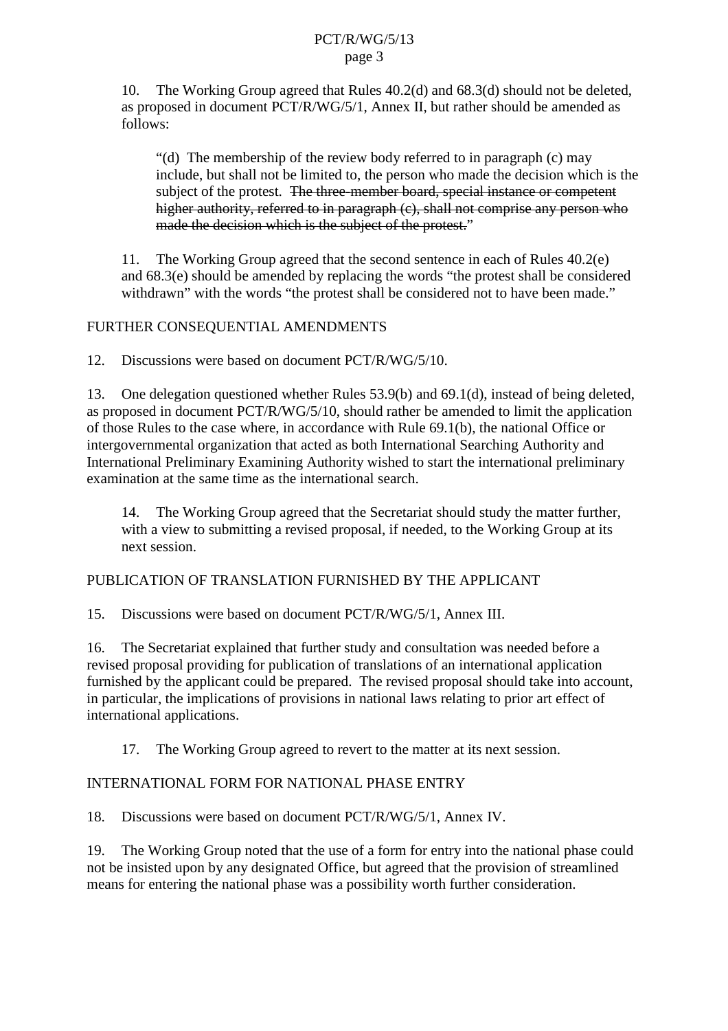10. The Working Group agreed that Rules 40.2(d) and 68.3(d) should not be deleted, as proposed in document PCT/R/WG/5/1, Annex II, but rather should be amended as follows:

> "(d) The membership of the review body referred to in paragraph (c) may include, but shall not be limited to, the person who made the decision which is the subject of the protest. ~~The three-member board, special instance or competent higher authority, referred to in paragraph (c), shall not comprise any person who made the decision which is the subject of the protest.~~"

11. The Working Group agreed that the second sentence in each of Rules 40.2(e) and 68.3(e) should be amended by replacing the words "the protest shall be considered withdrawn" with the words "the protest shall be considered not to have been made."

FURTHER CONSEQUENTIAL AMENDMENTS

12. Discussions were based on document PCT/R/WG/5/10.

13. One delegation questioned whether Rules 53.9(b) and 69.1(d), instead of being deleted, as proposed in document PCT/R/WG/5/10, should rather be amended to limit the application of those Rules to the case where, in accordance with Rule 69.1(b), the national Office or intergovernmental organization that acted as both International Searching Authority and International Preliminary Examining Authority wished to start the international preliminary examination at the same time as the international search.

14. The Working Group agreed that the Secretariat should study the matter further, with a view to submitting a revised proposal, if needed, to the Working Group at its next session.

PUBLICATION OF TRANSLATION FURNISHED BY THE APPLICANT

15. Discussions were based on document PCT/R/WG/5/1, Annex III.

16. The Secretariat explained that further study and consultation was needed before a revised proposal providing for publication of translations of an international application furnished by the applicant could be prepared. The revised proposal should take into account, in particular, the implications of provisions in national laws relating to prior art effect of international applications.

17. The Working Group agreed to revert to the matter at its next session.

INTERNATIONAL FORM FOR NATIONAL PHASE ENTRY

18. Discussions were based on document PCT/R/WG/5/1, Annex IV.

19. The Working Group noted that the use of a form for entry into the national phase could not be insisted upon by any designated Office, but agreed that the provision of streamlined means for entering the national phase was a possibility worth further consideration.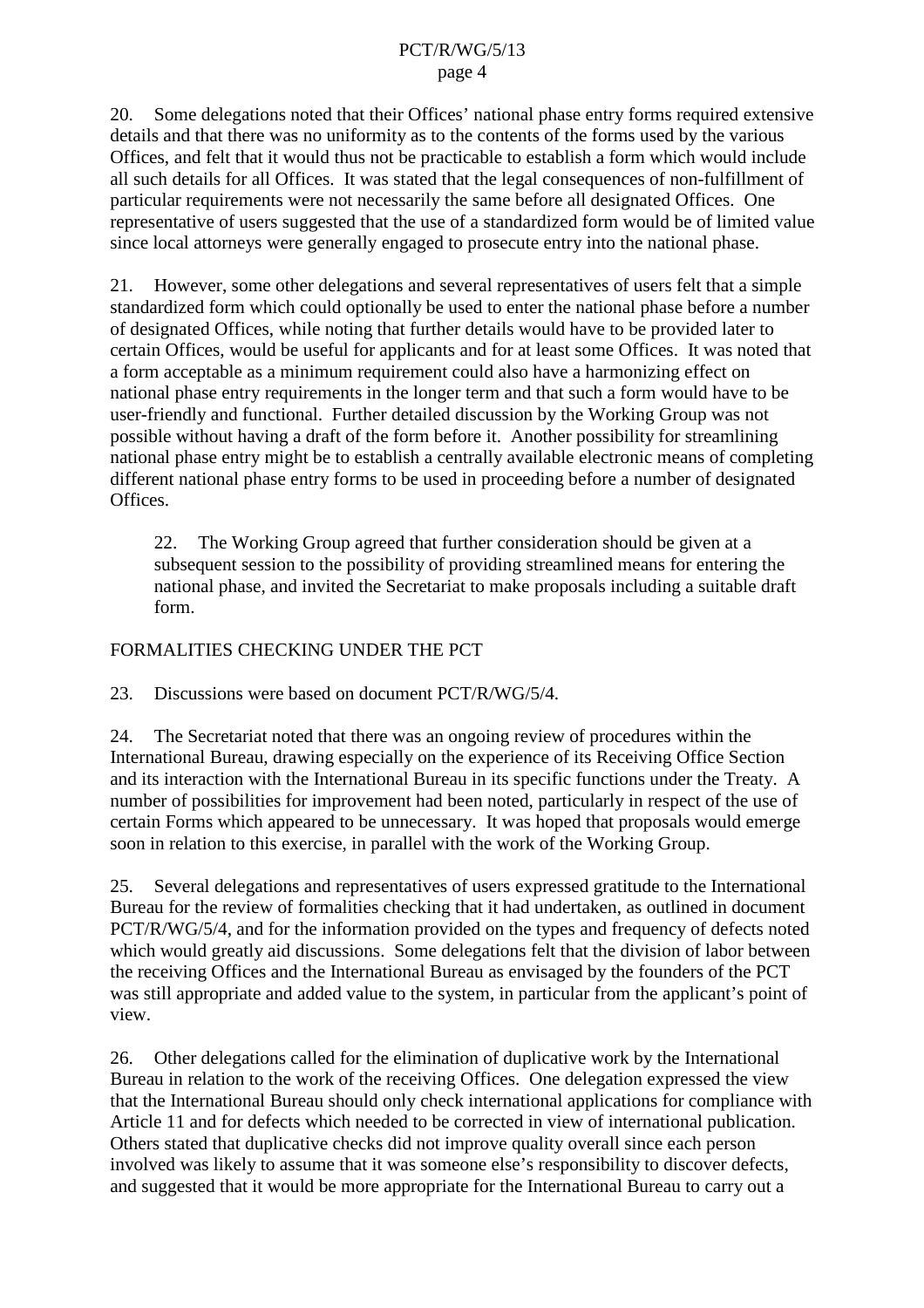20. Some delegations noted that their Offices' national phase entry forms required extensive details and that there was no uniformity as to the contents of the forms used by the various Offices, and felt that it would thus not be practicable to establish a form which would include all such details for all Offices. It was stated that the legal consequences of non-fulfillment of particular requirements were not necessarily the same before all designated Offices. One representative of users suggested that the use of a standardized form would be of limited value since local attorneys were generally engaged to prosecute entry into the national phase.

21. However, some other delegations and several representatives of users felt that a simple standardized form which could optionally be used to enter the national phase before a number of designated Offices, while noting that further details would have to be provided later to certain Offices, would be useful for applicants and for at least some Offices. It was noted that a form acceptable as a minimum requirement could also have a harmonizing effect on national phase entry requirements in the longer term and that such a form would have to be user-friendly and functional. Further detailed discussion by the Working Group was not possible without having a draft of the form before it. Another possibility for streamlining national phase entry might be to establish a centrally available electronic means of completing different national phase entry forms to be used in proceeding before a number of designated Offices.

> 22. The Working Group agreed that further consideration should be given at a subsequent session to the possibility of providing streamlined means for entering the national phase, and invited the Secretariat to make proposals including a suitable draft form.

## FORMALITIES CHECKING UNDER THE PCT

23. Discussions were based on document PCT/R/WG/5/4.

24. The Secretariat noted that there was an ongoing review of procedures within the International Bureau, drawing especially on the experience of its Receiving Office Section and its interaction with the International Bureau in its specific functions under the Treaty. A number of possibilities for improvement had been noted, particularly in respect of the use of certain Forms which appeared to be unnecessary. It was hoped that proposals would emerge soon in relation to this exercise, in parallel with the work of the Working Group.

25. Several delegations and representatives of users expressed gratitude to the International Bureau for the review of formalities checking that it had undertaken, as outlined in document PCT/R/WG/5/4, and for the information provided on the types and frequency of defects noted which would greatly aid discussions. Some delegations felt that the division of labor between the receiving Offices and the International Bureau as envisaged by the founders of the PCT was still appropriate and added value to the system, in particular from the applicant's point of view.

26. Other delegations called for the elimination of duplicative work by the International Bureau in relation to the work of the receiving Offices. One delegation expressed the view that the International Bureau should only check international applications for compliance with Article 11 and for defects which needed to be corrected in view of international publication. Others stated that duplicative checks did not improve quality overall since each person involved was likely to assume that it was someone else's responsibility to discover defects, and suggested that it would be more appropriate for the International Bureau to carry out a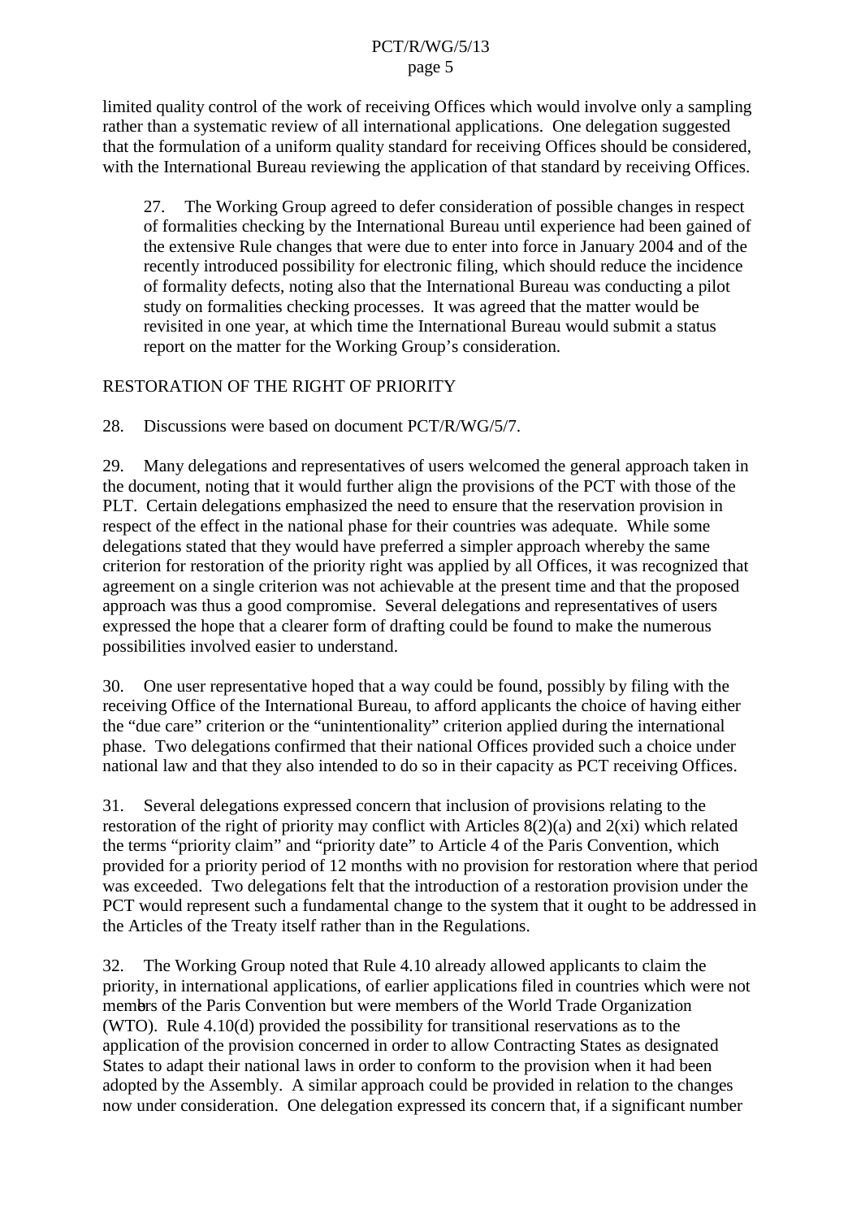limited quality control of the work of receiving Offices which would involve only a sampling rather than a systematic review of all international applications. One delegation suggested that the formulation of a uniform quality standard for receiving Offices should be considered, with the International Bureau reviewing the application of that standard by receiving Offices.

> 27. The Working Group agreed to defer consideration of possible changes in respect of formalities checking by the International Bureau until experience had been gained of the extensive Rule changes that were due to enter into force in January 2004 and of the recently introduced possibility for electronic filing, which should reduce the incidence of formality defects, noting also that the International Bureau was conducting a pilot study on formalities checking processes. It was agreed that the matter would be revisited in one year, at which time the International Bureau would submit a status report on the matter for the Working Group's consideration.

## RESTORATION OF THE RIGHT OF PRIORITY

28. Discussions were based on document PCT/R/WG/5/7.

29. Many delegations and representatives of users welcomed the general approach taken in the document, noting that it would further align the provisions of the PCT with those of the PLT. Certain delegations emphasized the need to ensure that the reservation provision in respect of the effect in the national phase for their countries was adequate. While some delegations stated that they would have preferred a simpler approach whereby the same criterion for restoration of the priority right was applied by all Offices, it was recognized that agreement on a single criterion was not achievable at the present time and that the proposed approach was thus a good compromise. Several delegations and representatives of users expressed the hope that a clearer form of drafting could be found to make the numerous possibilities involved easier to understand.

30. One user representative hoped that a way could be found, possibly by filing with the receiving Office of the International Bureau, to afford applicants the choice of having either the "due care" criterion or the "unintentionality" criterion applied during the international phase. Two delegations confirmed that their national Offices provided such a choice under national law and that they also intended to do so in their capacity as PCT receiving Offices.

31. Several delegations expressed concern that inclusion of provisions relating to the restoration of the right of priority may conflict with Articles 8(2)(a) and 2(xi) which related the terms "priority claim" and "priority date" to Article 4 of the Paris Convention, which provided for a priority period of 12 months with no provision for restoration where that period was exceeded. Two delegations felt that the introduction of a restoration provision under the PCT would represent such a fundamental change to the system that it ought to be addressed in the Articles of the Treaty itself rather than in the Regulations.

32. The Working Group noted that Rule 4.10 already allowed applicants to claim the priority, in international applications, of earlier applications filed in countries which were not members of the Paris Convention but were members of the World Trade Organization (WTO). Rule 4.10(d) provided the possibility for transitional reservations as to the application of the provision concerned in order to allow Contracting States as designated States to adapt their national laws in order to conform to the provision when it had been adopted by the Assembly. A similar approach could be provided in relation to the changes now under consideration. One delegation expressed its concern that, if a significant number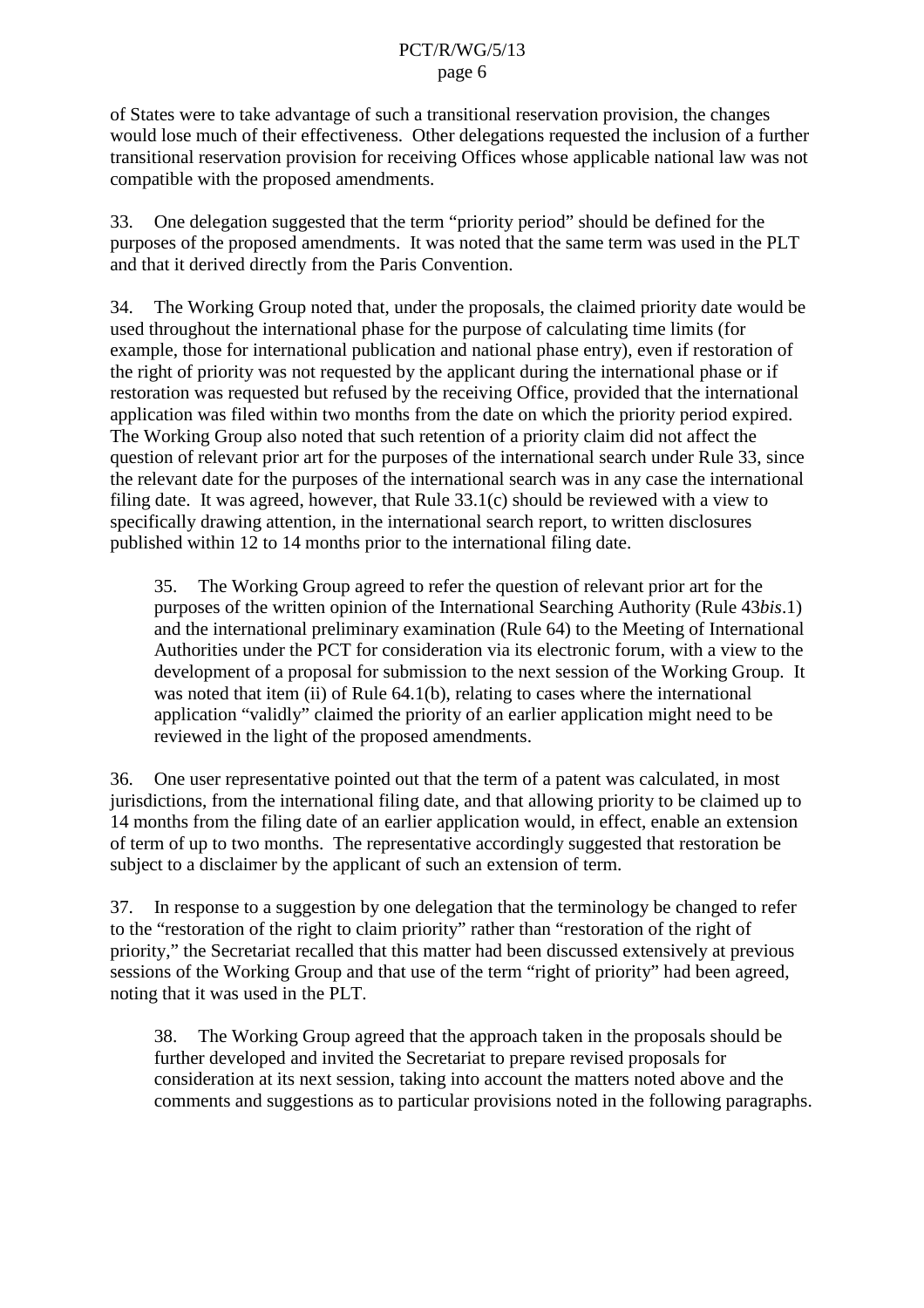of States were to take advantage of such a transitional reservation provision, the changes would lose much of their effectiveness. Other delegations requested the inclusion of a further transitional reservation provision for receiving Offices whose applicable national law was not compatible with the proposed amendments.

33. One delegation suggested that the term "priority period" should be defined for the purposes of the proposed amendments. It was noted that the same term was used in the PLT and that it derived directly from the Paris Convention.

34. The Working Group noted that, under the proposals, the claimed priority date would be used throughout the international phase for the purpose of calculating time limits (for example, those for international publication and national phase entry), even if restoration of the right of priority was not requested by the applicant during the international phase or if restoration was requested but refused by the receiving Office, provided that the international application was filed within two months from the date on which the priority period expired. The Working Group also noted that such retention of a priority claim did not affect the question of relevant prior art for the purposes of the international search under Rule 33, since the relevant date for the purposes of the international search was in any case the international filing date. It was agreed, however, that Rule 33.1(c) should be reviewed with a view to specifically drawing attention, in the international search report, to written disclosures published within 12 to 14 months prior to the international filing date.

> 35. The Working Group agreed to refer the question of relevant prior art for the purposes of the written opinion of the International Searching Authority (Rule 43*bis*.1) and the international preliminary examination (Rule 64) to the Meeting of International Authorities under the PCT for consideration via its electronic forum, with a view to the development of a proposal for submission to the next session of the Working Group. It was noted that item (ii) of Rule 64.1(b), relating to cases where the international application "validly" claimed the priority of an earlier application might need to be reviewed in the light of the proposed amendments.

36. One user representative pointed out that the term of a patent was calculated, in most jurisdictions, from the international filing date, and that allowing priority to be claimed up to 14 months from the filing date of an earlier application would, in effect, enable an extension of term of up to two months. The representative accordingly suggested that restoration be subject to a disclaimer by the applicant of such an extension of term.

37. In response to a suggestion by one delegation that the terminology be changed to refer to the "restoration of the right to claim priority" rather than "restoration of the right of priority," the Secretariat recalled that this matter had been discussed extensively at previous sessions of the Working Group and that use of the term "right of priority" had been agreed, noting that it was used in the PLT.

> 38. The Working Group agreed that the approach taken in the proposals should be further developed and invited the Secretariat to prepare revised proposals for consideration at its next session, taking into account the matters noted above and the comments and suggestions as to particular provisions noted in the following paragraphs.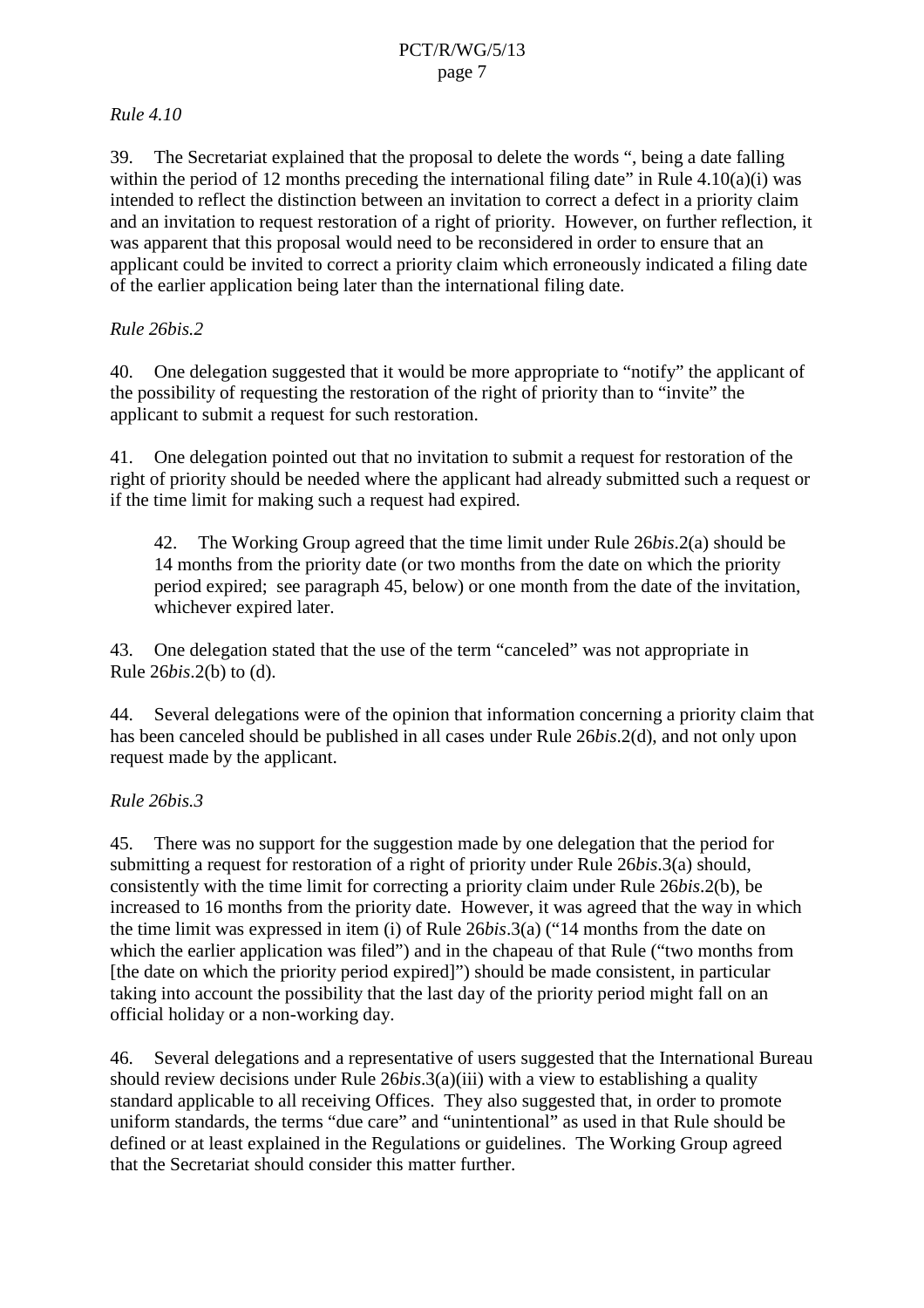*Rule 4.10*

39. The Secretariat explained that the proposal to delete the words ", being a date falling within the period of 12 months preceding the international filing date" in Rule 4.10(a)(i) was intended to reflect the distinction between an invitation to correct a defect in a priority claim and an invitation to request restoration of a right of priority. However, on further reflection, it was apparent that this proposal would need to be reconsidered in order to ensure that an applicant could be invited to correct a priority claim which erroneously indicated a filing date of the earlier application being later than the international filing date.

*Rule 26bis.2*

40. One delegation suggested that it would be more appropriate to "notify" the applicant of the possibility of requesting the restoration of the right of priority than to "invite" the applicant to submit a request for such restoration.

41. One delegation pointed out that no invitation to submit a request for restoration of the right of priority should be needed where the applicant had already submitted such a request or if the time limit for making such a request had expired.

> 42. The Working Group agreed that the time limit under Rule 26*bis*.2(a) should be 14 months from the priority date (or two months from the date on which the priority period expired; see paragraph 45, below) or one month from the date of the invitation, whichever expired later.

43. One delegation stated that the use of the term "canceled" was not appropriate in Rule 26*bis*.2(b) to (d).

44. Several delegations were of the opinion that information concerning a priority claim that has been canceled should be published in all cases under Rule 26*bis*.2(d), and not only upon request made by the applicant.

*Rule 26bis.3*

45. There was no support for the suggestion made by one delegation that the period for submitting a request for restoration of a right of priority under Rule 26*bis*.3(a) should, consistently with the time limit for correcting a priority claim under Rule 26*bis*.2(b), be increased to 16 months from the priority date. However, it was agreed that the way in which the time limit was expressed in item (i) of Rule 26*bis*.3(a) ("14 months from the date on which the earlier application was filed") and in the chapeau of that Rule ("two months from [the date on which the priority period expired]") should be made consistent, in particular taking into account the possibility that the last day of the priority period might fall on an official holiday or a non-working day.

46. Several delegations and a representative of users suggested that the International Bureau should review decisions under Rule 26*bis*.3(a)(iii) with a view to establishing a quality standard applicable to all receiving Offices. They also suggested that, in order to promote uniform standards, the terms "due care" and "unintentional" as used in that Rule should be defined or at least explained in the Regulations or guidelines. The Working Group agreed that the Secretariat should consider this matter further.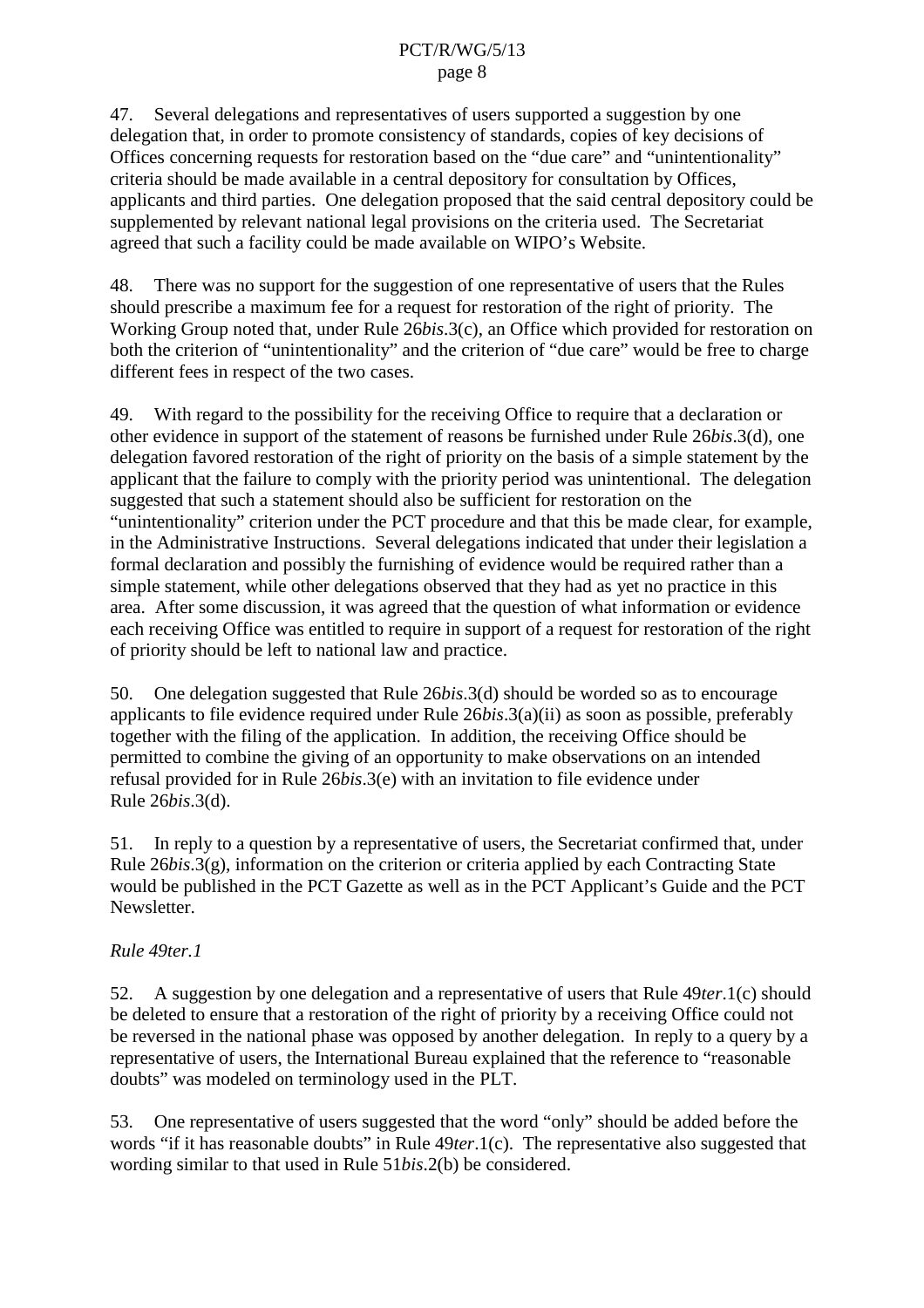47. Several delegations and representatives of users supported a suggestion by one delegation that, in order to promote consistency of standards, copies of key decisions of Offices concerning requests for restoration based on the "due care" and "unintentionality" criteria should be made available in a central depository for consultation by Offices, applicants and third parties. One delegation proposed that the said central depository could be supplemented by relevant national legal provisions on the criteria used. The Secretariat agreed that such a facility could be made available on WIPO's Website.

48. There was no support for the suggestion of one representative of users that the Rules should prescribe a maximum fee for a request for restoration of the right of priority. The Working Group noted that, under Rule 26*bis*.3(c), an Office which provided for restoration on both the criterion of "unintentionality" and the criterion of "due care" would be free to charge different fees in respect of the two cases.

49. With regard to the possibility for the receiving Office to require that a declaration or other evidence in support of the statement of reasons be furnished under Rule 26*bis*.3(d), one delegation favored restoration of the right of priority on the basis of a simple statement by the applicant that the failure to comply with the priority period was unintentional. The delegation suggested that such a statement should also be sufficient for restoration on the "unintentionality" criterion under the PCT procedure and that this be made clear, for example, in the Administrative Instructions. Several delegations indicated that under their legislation a formal declaration and possibly the furnishing of evidence would be required rather than a simple statement, while other delegations observed that they had as yet no practice in this area. After some discussion, it was agreed that the question of what information or evidence each receiving Office was entitled to require in support of a request for restoration of the right of priority should be left to national law and practice.

50. One delegation suggested that Rule 26*bis*.3(d) should be worded so as to encourage applicants to file evidence required under Rule 26*bis*.3(a)(ii) as soon as possible, preferably together with the filing of the application. In addition, the receiving Office should be permitted to combine the giving of an opportunity to make observations on an intended refusal provided for in Rule 26*bis*.3(e) with an invitation to file evidence under Rule 26*bis*.3(d).

51. In reply to a question by a representative of users, the Secretariat confirmed that, under Rule 26*bis*.3(g), information on the criterion or criteria applied by each Contracting State would be published in the PCT Gazette as well as in the PCT Applicant's Guide and the PCT Newsletter.

*Rule 49ter.1*

52. A suggestion by one delegation and a representative of users that Rule 49*ter*.1(c) should be deleted to ensure that a restoration of the right of priority by a receiving Office could not be reversed in the national phase was opposed by another delegation. In reply to a query by a representative of users, the International Bureau explained that the reference to "reasonable doubts" was modeled on terminology used in the PLT.

53. One representative of users suggested that the word "only" should be added before the words "if it has reasonable doubts" in Rule 49*ter*.1(c). The representative also suggested that wording similar to that used in Rule 51*bis*.2(b) be considered.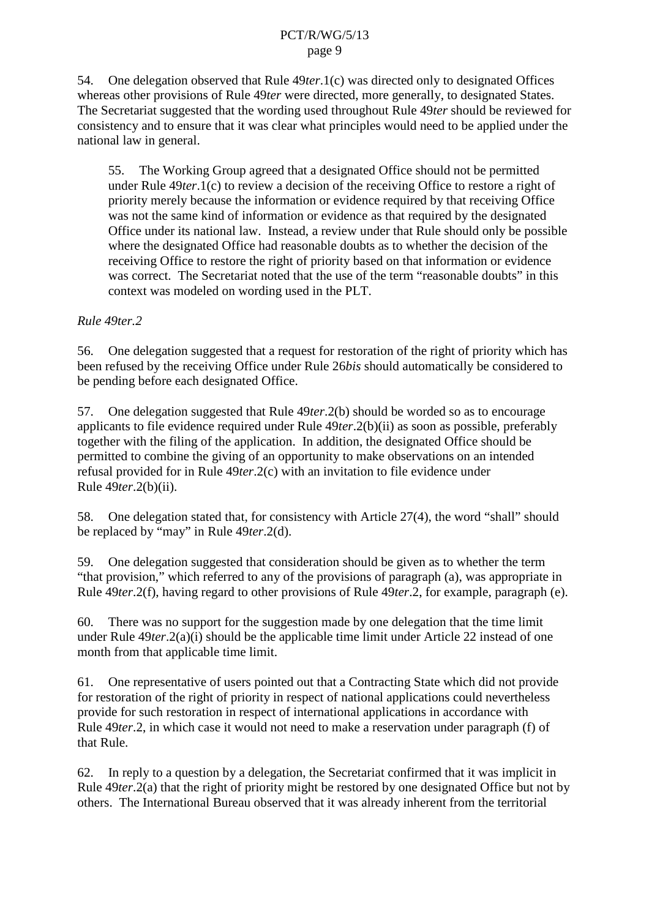54. One delegation observed that Rule 49*ter*.1(c) was directed only to designated Offices whereas other provisions of Rule 49*ter* were directed, more generally, to designated States. The Secretariat suggested that the wording used throughout Rule 49*ter* should be reviewed for consistency and to ensure that it was clear what principles would need to be applied under the national law in general.

> 55. The Working Group agreed that a designated Office should not be permitted under Rule 49*ter*.1(c) to review a decision of the receiving Office to restore a right of priority merely because the information or evidence required by that receiving Office was not the same kind of information or evidence as that required by the designated Office under its national law. Instead, a review under that Rule should only be possible where the designated Office had reasonable doubts as to whether the decision of the receiving Office to restore the right of priority based on that information or evidence was correct. The Secretariat noted that the use of the term "reasonable doubts" in this context was modeled on wording used in the PLT.

*Rule 49ter.2*

56. One delegation suggested that a request for restoration of the right of priority which has been refused by the receiving Office under Rule 26*bis* should automatically be considered to be pending before each designated Office.

57. One delegation suggested that Rule 49*ter*.2(b) should be worded so as to encourage applicants to file evidence required under Rule 49*ter*.2(b)(ii) as soon as possible, preferably together with the filing of the application. In addition, the designated Office should be permitted to combine the giving of an opportunity to make observations on an intended refusal provided for in Rule 49*ter*.2(c) with an invitation to file evidence under Rule 49*ter*.2(b)(ii).

58. One delegation stated that, for consistency with Article 27(4), the word "shall" should be replaced by "may" in Rule 49*ter*.2(d).

59. One delegation suggested that consideration should be given as to whether the term "that provision," which referred to any of the provisions of paragraph (a), was appropriate in Rule 49*ter*.2(f), having regard to other provisions of Rule 49*ter*.2, for example, paragraph (e).

60. There was no support for the suggestion made by one delegation that the time limit under Rule 49*ter*.2(a)(i) should be the applicable time limit under Article 22 instead of one month from that applicable time limit.

61. One representative of users pointed out that a Contracting State which did not provide for restoration of the right of priority in respect of national applications could nevertheless provide for such restoration in respect of international applications in accordance with Rule 49*ter*.2, in which case it would not need to make a reservation under paragraph (f) of that Rule.

62. In reply to a question by a delegation, the Secretariat confirmed that it was implicit in Rule 49*ter*.2(a) that the right of priority might be restored by one designated Office but not by others. The International Bureau observed that it was already inherent from the territorial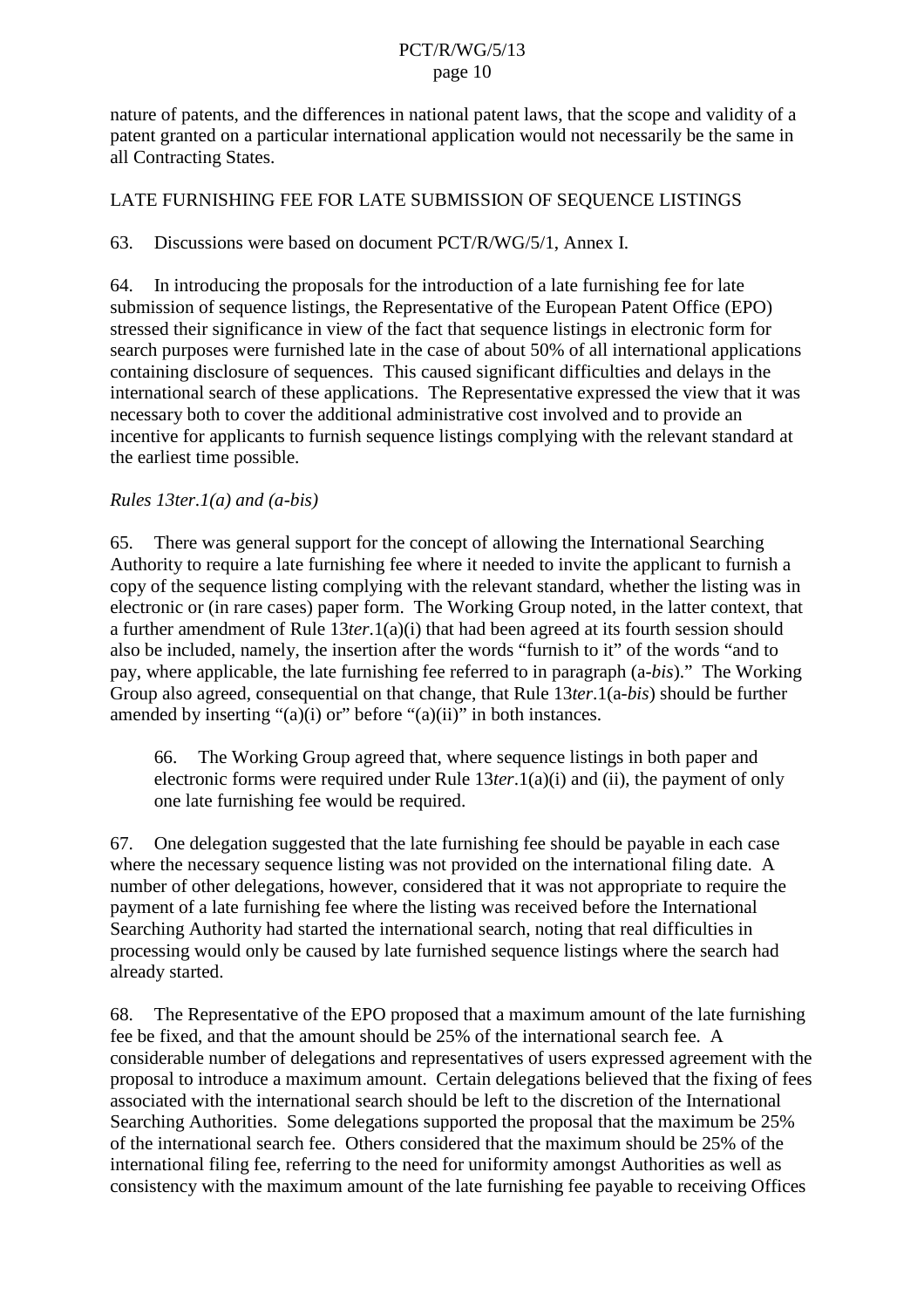nature of patents, and the differences in national patent laws, that the scope and validity of a patent granted on a particular international application would not necessarily be the same in all Contracting States.

LATE FURNISHING FEE FOR LATE SUBMISSION OF SEQUENCE LISTINGS

63. Discussions were based on document PCT/R/WG/5/1, Annex I.

64. In introducing the proposals for the introduction of a late furnishing fee for late submission of sequence listings, the Representative of the European Patent Office (EPO) stressed their significance in view of the fact that sequence listings in electronic form for search purposes were furnished late in the case of about 50% of all international applications containing disclosure of sequences. This caused significant difficulties and delays in the international search of these applications. The Representative expressed the view that it was necessary both to cover the additional administrative cost involved and to provide an incentive for applicants to furnish sequence listings complying with the relevant standard at the earliest time possible.

*Rules 13ter.1(a) and (a-bis)*

65. There was general support for the concept of allowing the International Searching Authority to require a late furnishing fee where it needed to invite the applicant to furnish a copy of the sequence listing complying with the relevant standard, whether the listing was in electronic or (in rare cases) paper form. The Working Group noted, in the latter context, that a further amendment of Rule 13*ter*.1(a)(i) that had been agreed at its fourth session should also be included, namely, the insertion after the words "furnish to it" of the words "and to pay, where applicable, the late furnishing fee referred to in paragraph (a-*bis*)." The Working Group also agreed, consequential on that change, that Rule 13*ter*.1(a-*bis*) should be further amended by inserting "(a)(i) or" before "(a)(ii)" in both instances.

> 66. The Working Group agreed that, where sequence listings in both paper and electronic forms were required under Rule 13*ter*.1(a)(i) and (ii), the payment of only one late furnishing fee would be required.

67. One delegation suggested that the late furnishing fee should be payable in each case where the necessary sequence listing was not provided on the international filing date. A number of other delegations, however, considered that it was not appropriate to require the payment of a late furnishing fee where the listing was received before the International Searching Authority had started the international search, noting that real difficulties in processing would only be caused by late furnished sequence listings where the search had already started.

68. The Representative of the EPO proposed that a maximum amount of the late furnishing fee be fixed, and that the amount should be 25% of the international search fee. A considerable number of delegations and representatives of users expressed agreement with the proposal to introduce a maximum amount. Certain delegations believed that the fixing of fees associated with the international search should be left to the discretion of the International Searching Authorities. Some delegations supported the proposal that the maximum be 25% of the international search fee. Others considered that the maximum should be 25% of the international filing fee, referring to the need for uniformity amongst Authorities as well as consistency with the maximum amount of the late furnishing fee payable to receiving Offices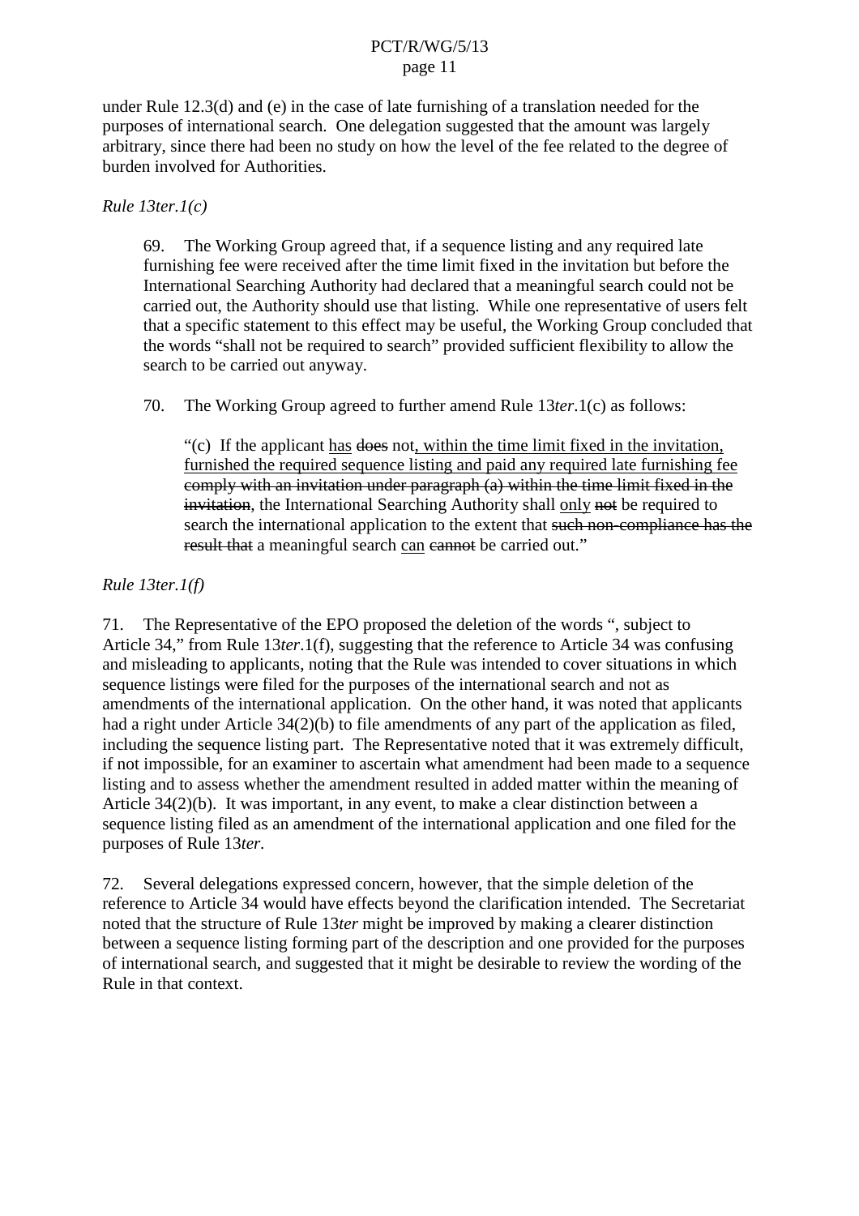under Rule 12.3(d) and (e) in the case of late furnishing of a translation needed for the purposes of international search. One delegation suggested that the amount was largely arbitrary, since there had been no study on how the level of the fee related to the degree of burden involved for Authorities.

*Rule 13ter.1(c)*

> 69. The Working Group agreed that, if a sequence listing and any required late furnishing fee were received after the time limit fixed in the invitation but before the International Searching Authority had declared that a meaningful search could not be carried out, the Authority should use that listing. While one representative of users felt that a specific statement to this effect may be useful, the Working Group concluded that the words "shall not be required to search" provided sufficient flexibility to allow the search to be carried out anyway.
>
> 70. The Working Group agreed to further amend Rule 13*ter*.1(c) as follows:
>
> > "(c) If the applicant <u>has</u> ~~does~~ not<u>, within the time limit fixed in the invitation, furnished the required sequence listing and paid any required late furnishing fee</u> ~~comply with an invitation under paragraph (a) within the time limit fixed in the invitation~~, the International Searching Authority shall <u>only</u> ~~not~~ be required to search the international application to the extent that ~~such non-compliance has the result that~~ a meaningful search <u>can</u> ~~cannot~~ be carried out."

*Rule 13ter.1(f)*

71. The Representative of the EPO proposed the deletion of the words ", subject to Article 34," from Rule 13*ter*.1(f), suggesting that the reference to Article 34 was confusing and misleading to applicants, noting that the Rule was intended to cover situations in which sequence listings were filed for the purposes of the international search and not as amendments of the international application. On the other hand, it was noted that applicants had a right under Article 34(2)(b) to file amendments of any part of the application as filed, including the sequence listing part. The Representative noted that it was extremely difficult, if not impossible, for an examiner to ascertain what amendment had been made to a sequence listing and to assess whether the amendment resulted in added matter within the meaning of Article 34(2)(b). It was important, in any event, to make a clear distinction between a sequence listing filed as an amendment of the international application and one filed for the purposes of Rule 13*ter*.

72. Several delegations expressed concern, however, that the simple deletion of the reference to Article 34 would have effects beyond the clarification intended. The Secretariat noted that the structure of Rule 13*ter* might be improved by making a clearer distinction between a sequence listing forming part of the description and one provided for the purposes of international search, and suggested that it might be desirable to review the wording of the Rule in that context.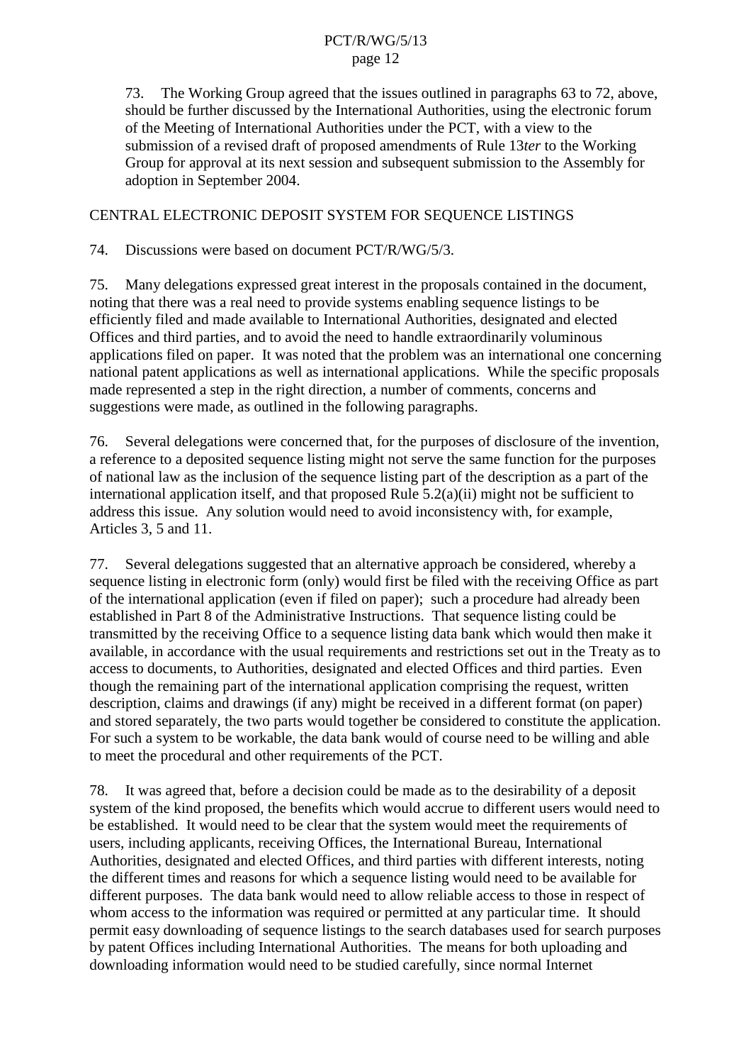73. The Working Group agreed that the issues outlined in paragraphs 63 to 72, above, should be further discussed by the International Authorities, using the electronic forum of the Meeting of International Authorities under the PCT, with a view to the submission of a revised draft of proposed amendments of Rule 13*ter* to the Working Group for approval at its next session and subsequent submission to the Assembly for adoption in September 2004.

## CENTRAL ELECTRONIC DEPOSIT SYSTEM FOR SEQUENCE LISTINGS

74. Discussions were based on document PCT/R/WG/5/3.

75. Many delegations expressed great interest in the proposals contained in the document, noting that there was a real need to provide systems enabling sequence listings to be efficiently filed and made available to International Authorities, designated and elected Offices and third parties, and to avoid the need to handle extraordinarily voluminous applications filed on paper. It was noted that the problem was an international one concerning national patent applications as well as international applications. While the specific proposals made represented a step in the right direction, a number of comments, concerns and suggestions were made, as outlined in the following paragraphs.

76. Several delegations were concerned that, for the purposes of disclosure of the invention, a reference to a deposited sequence listing might not serve the same function for the purposes of national law as the inclusion of the sequence listing part of the description as a part of the international application itself, and that proposed Rule 5.2(a)(ii) might not be sufficient to address this issue. Any solution would need to avoid inconsistency with, for example, Articles 3, 5 and 11.

77. Several delegations suggested that an alternative approach be considered, whereby a sequence listing in electronic form (only) would first be filed with the receiving Office as part of the international application (even if filed on paper); such a procedure had already been established in Part 8 of the Administrative Instructions. That sequence listing could be transmitted by the receiving Office to a sequence listing data bank which would then make it available, in accordance with the usual requirements and restrictions set out in the Treaty as to access to documents, to Authorities, designated and elected Offices and third parties. Even though the remaining part of the international application comprising the request, written description, claims and drawings (if any) might be received in a different format (on paper) and stored separately, the two parts would together be considered to constitute the application. For such a system to be workable, the data bank would of course need to be willing and able to meet the procedural and other requirements of the PCT.

78. It was agreed that, before a decision could be made as to the desirability of a deposit system of the kind proposed, the benefits which would accrue to different users would need to be established. It would need to be clear that the system would meet the requirements of users, including applicants, receiving Offices, the International Bureau, International Authorities, designated and elected Offices, and third parties with different interests, noting the different times and reasons for which a sequence listing would need to be available for different purposes. The data bank would need to allow reliable access to those in respect of whom access to the information was required or permitted at any particular time. It should permit easy downloading of sequence listings to the search databases used for search purposes by patent Offices including International Authorities. The means for both uploading and downloading information would need to be studied carefully, since normal Internet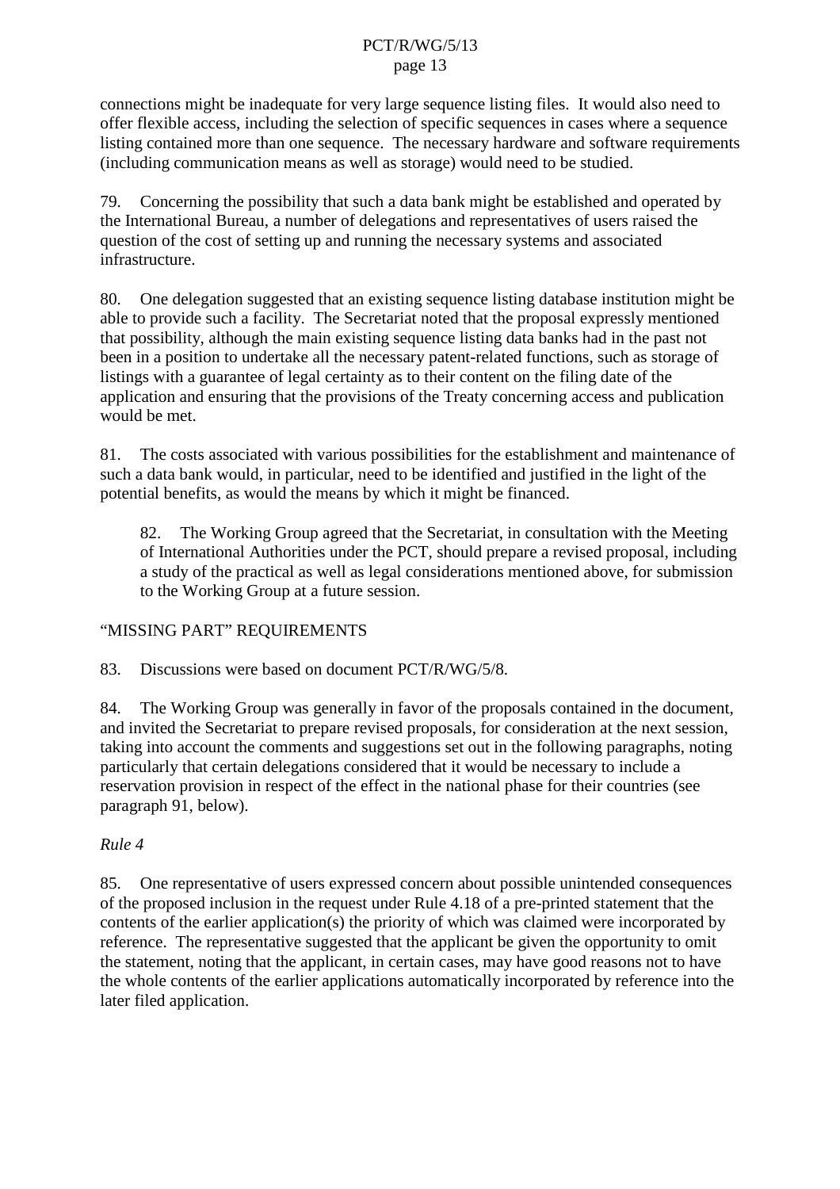connections might be inadequate for very large sequence listing files. It would also need to offer flexible access, including the selection of specific sequences in cases where a sequence listing contained more than one sequence. The necessary hardware and software requirements (including communication means as well as storage) would need to be studied.

79. Concerning the possibility that such a data bank might be established and operated by the International Bureau, a number of delegations and representatives of users raised the question of the cost of setting up and running the necessary systems and associated infrastructure.

80. One delegation suggested that an existing sequence listing database institution might be able to provide such a facility. The Secretariat noted that the proposal expressly mentioned that possibility, although the main existing sequence listing data banks had in the past not been in a position to undertake all the necessary patent-related functions, such as storage of listings with a guarantee of legal certainty as to their content on the filing date of the application and ensuring that the provisions of the Treaty concerning access and publication would be met.

81. The costs associated with various possibilities for the establishment and maintenance of such a data bank would, in particular, need to be identified and justified in the light of the potential benefits, as would the means by which it might be financed.

> 82. The Working Group agreed that the Secretariat, in consultation with the Meeting of International Authorities under the PCT, should prepare a revised proposal, including a study of the practical as well as legal considerations mentioned above, for submission to the Working Group at a future session.

## "MISSING PART" REQUIREMENTS

83. Discussions were based on document PCT/R/WG/5/8.

84. The Working Group was generally in favor of the proposals contained in the document, and invited the Secretariat to prepare revised proposals, for consideration at the next session, taking into account the comments and suggestions set out in the following paragraphs, noting particularly that certain delegations considered that it would be necessary to include a reservation provision in respect of the effect in the national phase for their countries (see paragraph 91, below).

### *Rule 4*

85. One representative of users expressed concern about possible unintended consequences of the proposed inclusion in the request under Rule 4.18 of a pre-printed statement that the contents of the earlier application(s) the priority of which was claimed were incorporated by reference. The representative suggested that the applicant be given the opportunity to omit the statement, noting that the applicant, in certain cases, may have good reasons not to have the whole contents of the earlier applications automatically incorporated by reference into the later filed application.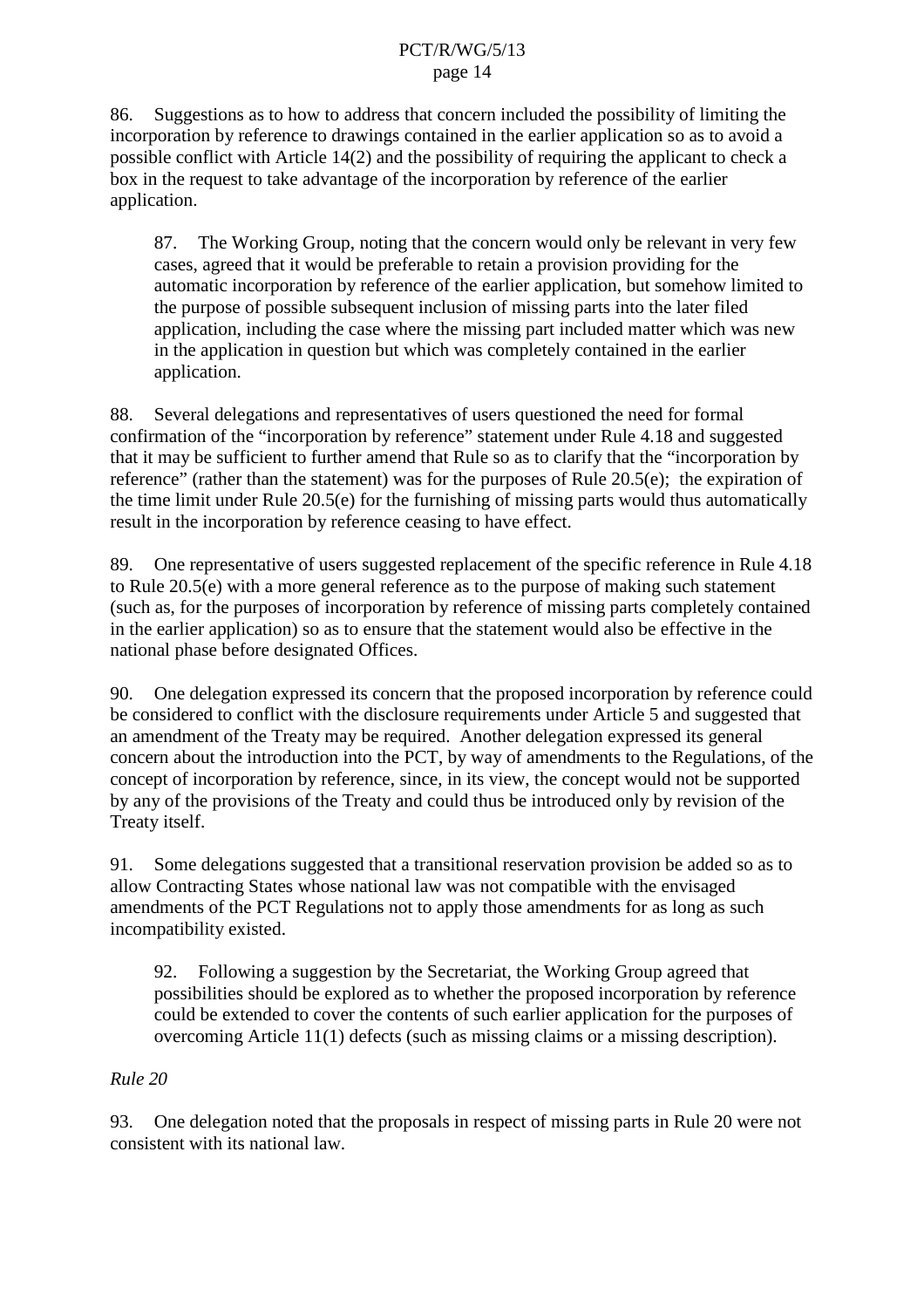86. Suggestions as to how to address that concern included the possibility of limiting the incorporation by reference to drawings contained in the earlier application so as to avoid a possible conflict with Article 14(2) and the possibility of requiring the applicant to check a box in the request to take advantage of the incorporation by reference of the earlier application.

> 87. The Working Group, noting that the concern would only be relevant in very few cases, agreed that it would be preferable to retain a provision providing for the automatic incorporation by reference of the earlier application, but somehow limited to the purpose of possible subsequent inclusion of missing parts into the later filed application, including the case where the missing part included matter which was new in the application in question but which was completely contained in the earlier application.

88. Several delegations and representatives of users questioned the need for formal confirmation of the "incorporation by reference" statement under Rule 4.18 and suggested that it may be sufficient to further amend that Rule so as to clarify that the "incorporation by reference" (rather than the statement) was for the purposes of Rule 20.5(e); the expiration of the time limit under Rule 20.5(e) for the furnishing of missing parts would thus automatically result in the incorporation by reference ceasing to have effect.

89. One representative of users suggested replacement of the specific reference in Rule 4.18 to Rule 20.5(e) with a more general reference as to the purpose of making such statement (such as, for the purposes of incorporation by reference of missing parts completely contained in the earlier application) so as to ensure that the statement would also be effective in the national phase before designated Offices.

90. One delegation expressed its concern that the proposed incorporation by reference could be considered to conflict with the disclosure requirements under Article 5 and suggested that an amendment of the Treaty may be required. Another delegation expressed its general concern about the introduction into the PCT, by way of amendments to the Regulations, of the concept of incorporation by reference, since, in its view, the concept would not be supported by any of the provisions of the Treaty and could thus be introduced only by revision of the Treaty itself.

91. Some delegations suggested that a transitional reservation provision be added so as to allow Contracting States whose national law was not compatible with the envisaged amendments of the PCT Regulations not to apply those amendments for as long as such incompatibility existed.

> 92. Following a suggestion by the Secretariat, the Working Group agreed that possibilities should be explored as to whether the proposed incorporation by reference could be extended to cover the contents of such earlier application for the purposes of overcoming Article 11(1) defects (such as missing claims or a missing description).

*Rule 20*

93. One delegation noted that the proposals in respect of missing parts in Rule 20 were not consistent with its national law.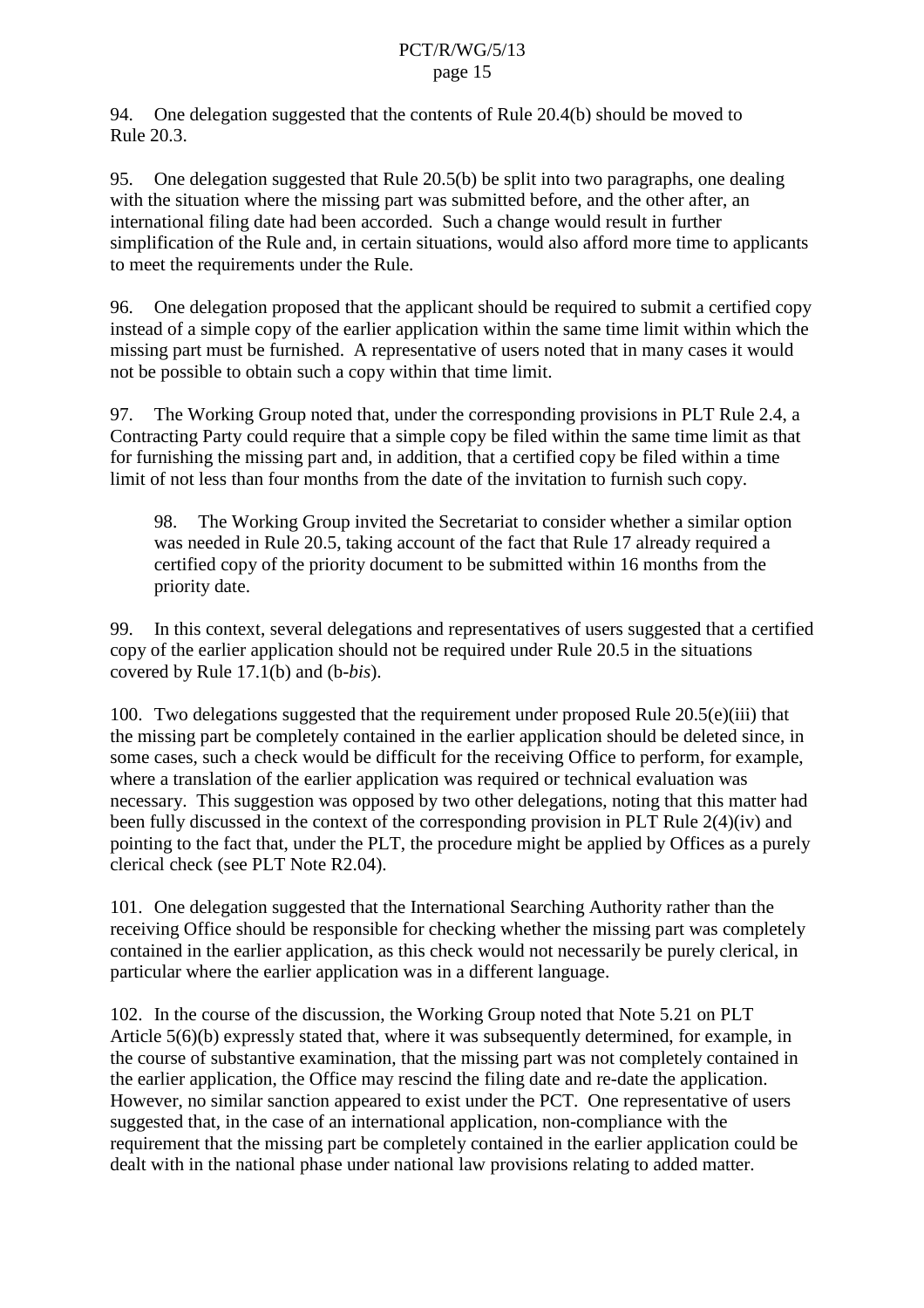94. One delegation suggested that the contents of Rule 20.4(b) should be moved to Rule 20.3.

95. One delegation suggested that Rule 20.5(b) be split into two paragraphs, one dealing with the situation where the missing part was submitted before, and the other after, an international filing date had been accorded. Such a change would result in further simplification of the Rule and, in certain situations, would also afford more time to applicants to meet the requirements under the Rule.

96. One delegation proposed that the applicant should be required to submit a certified copy instead of a simple copy of the earlier application within the same time limit within which the missing part must be furnished. A representative of users noted that in many cases it would not be possible to obtain such a copy within that time limit.

97. The Working Group noted that, under the corresponding provisions in PLT Rule 2.4, a Contracting Party could require that a simple copy be filed within the same time limit as that for furnishing the missing part and, in addition, that a certified copy be filed within a time limit of not less than four months from the date of the invitation to furnish such copy.

> 98. The Working Group invited the Secretariat to consider whether a similar option was needed in Rule 20.5, taking account of the fact that Rule 17 already required a certified copy of the priority document to be submitted within 16 months from the priority date.

99. In this context, several delegations and representatives of users suggested that a certified copy of the earlier application should not be required under Rule 20.5 in the situations covered by Rule 17.1(b) and (b-*bis*).

100. Two delegations suggested that the requirement under proposed Rule 20.5(e)(iii) that the missing part be completely contained in the earlier application should be deleted since, in some cases, such a check would be difficult for the receiving Office to perform, for example, where a translation of the earlier application was required or technical evaluation was necessary. This suggestion was opposed by two other delegations, noting that this matter had been fully discussed in the context of the corresponding provision in PLT Rule 2(4)(iv) and pointing to the fact that, under the PLT, the procedure might be applied by Offices as a purely clerical check (see PLT Note R2.04).

101. One delegation suggested that the International Searching Authority rather than the receiving Office should be responsible for checking whether the missing part was completely contained in the earlier application, as this check would not necessarily be purely clerical, in particular where the earlier application was in a different language.

102. In the course of the discussion, the Working Group noted that Note 5.21 on PLT Article 5(6)(b) expressly stated that, where it was subsequently determined, for example, in the course of substantive examination, that the missing part was not completely contained in the earlier application, the Office may rescind the filing date and re-date the application. However, no similar sanction appeared to exist under the PCT. One representative of users suggested that, in the case of an international application, non-compliance with the requirement that the missing part be completely contained in the earlier application could be dealt with in the national phase under national law provisions relating to added matter.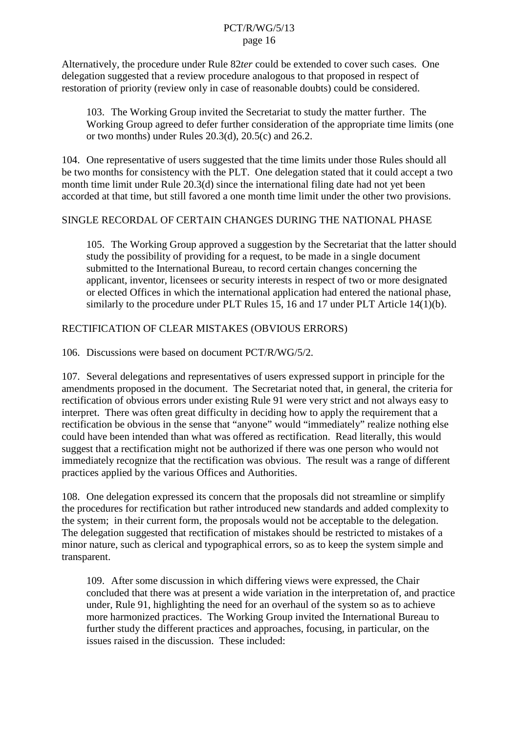Alternatively, the procedure under Rule 82*ter* could be extended to cover such cases. One delegation suggested that a review procedure analogous to that proposed in respect of restoration of priority (review only in case of reasonable doubts) could be considered.

> 103. The Working Group invited the Secretariat to study the matter further. The Working Group agreed to defer further consideration of the appropriate time limits (one or two months) under Rules 20.3(d), 20.5(c) and 26.2.

104. One representative of users suggested that the time limits under those Rules should all be two months for consistency with the PLT. One delegation stated that it could accept a two month time limit under Rule 20.3(d) since the international filing date had not yet been accorded at that time, but still favored a one month time limit under the other two provisions.

SINGLE RECORDAL OF CERTAIN CHANGES DURING THE NATIONAL PHASE

> 105. The Working Group approved a suggestion by the Secretariat that the latter should study the possibility of providing for a request, to be made in a single document submitted to the International Bureau, to record certain changes concerning the applicant, inventor, licensees or security interests in respect of two or more designated or elected Offices in which the international application had entered the national phase, similarly to the procedure under PLT Rules 15, 16 and 17 under PLT Article 14(1)(b).

RECTIFICATION OF CLEAR MISTAKES (OBVIOUS ERRORS)

106. Discussions were based on document PCT/R/WG/5/2.

107. Several delegations and representatives of users expressed support in principle for the amendments proposed in the document. The Secretariat noted that, in general, the criteria for rectification of obvious errors under existing Rule 91 were very strict and not always easy to interpret. There was often great difficulty in deciding how to apply the requirement that a rectification be obvious in the sense that "anyone" would "immediately" realize nothing else could have been intended than what was offered as rectification. Read literally, this would suggest that a rectification might not be authorized if there was one person who would not immediately recognize that the rectification was obvious. The result was a range of different practices applied by the various Offices and Authorities.

108. One delegation expressed its concern that the proposals did not streamline or simplify the procedures for rectification but rather introduced new standards and added complexity to the system; in their current form, the proposals would not be acceptable to the delegation. The delegation suggested that rectification of mistakes should be restricted to mistakes of a minor nature, such as clerical and typographical errors, so as to keep the system simple and transparent.

> 109. After some discussion in which differing views were expressed, the Chair concluded that there was at present a wide variation in the interpretation of, and practice under, Rule 91, highlighting the need for an overhaul of the system so as to achieve more harmonized practices. The Working Group invited the International Bureau to further study the different practices and approaches, focusing, in particular, on the issues raised in the discussion. These included: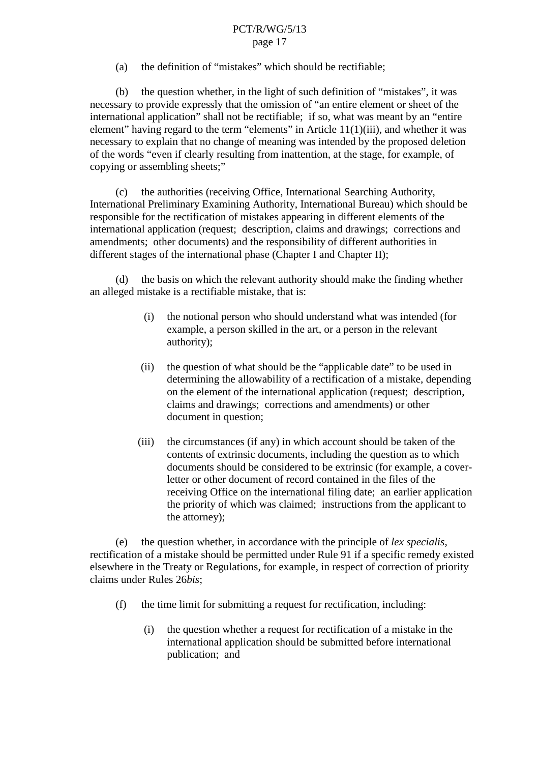(a) the definition of "mistakes" which should be rectifiable;

(b) the question whether, in the light of such definition of "mistakes", it was necessary to provide expressly that the omission of "an entire element or sheet of the international application" shall not be rectifiable;  if so, what was meant by an "entire element" having regard to the term "elements" in Article 11(1)(iii), and whether it was necessary to explain that no change of meaning was intended by the proposed deletion of the words "even if clearly resulting from inattention, at the stage, for example, of copying or assembling sheets;"

(c) the authorities (receiving Office, International Searching Authority, International Preliminary Examining Authority, International Bureau) which should be responsible for the rectification of mistakes appearing in different elements of the international application (request;  description, claims and drawings;  corrections and amendments;  other documents) and the responsibility of different authorities in different stages of the international phase (Chapter I and Chapter II);

(d) the basis on which the relevant authority should make the finding whether an alleged mistake is a rectifiable mistake, that is:

> (i) the notional person who should understand what was intended (for example, a person skilled in the art, or a person in the relevant authority);
>
> (ii) the question of what should be the "applicable date" to be used in determining the allowability of a rectification of a mistake, depending on the element of the international application (request;  description, claims and drawings;  corrections and amendments) or other document in question;
>
> (iii) the circumstances (if any) in which account should be taken of the contents of extrinsic documents, including the question as to which documents should be considered to be extrinsic (for example, a cover-letter or other document of record contained in the files of the receiving Office on the international filing date;  an earlier application the priority of which was claimed;  instructions from the applicant to the attorney);

(e) the question whether, in accordance with the principle of *lex specialis*, rectification of a mistake should be permitted under Rule 91 if a specific remedy existed elsewhere in the Treaty or Regulations, for example, in respect of correction of priority claims under Rules 26*bis*;

(f) the time limit for submitting a request for rectification, including:

> (i) the question whether a request for rectification of a mistake in the international application should be submitted before international publication;  and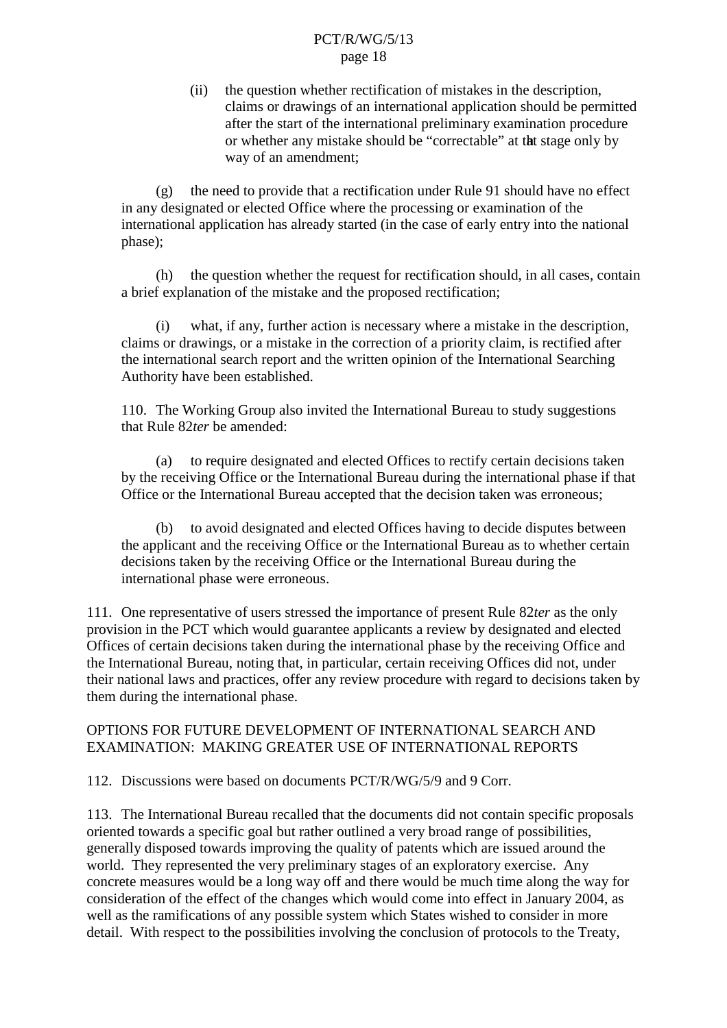(ii) the question whether rectification of mistakes in the description, claims or drawings of an international application should be permitted after the start of the international preliminary examination procedure or whether any mistake should be "correctable" at that stage only by way of an amendment;

(g) the need to provide that a rectification under Rule 91 should have no effect in any designated or elected Office where the processing or examination of the international application has already started (in the case of early entry into the national phase);

(h) the question whether the request for rectification should, in all cases, contain a brief explanation of the mistake and the proposed rectification;

(i) what, if any, further action is necessary where a mistake in the description, claims or drawings, or a mistake in the correction of a priority claim, is rectified after the international search report and the written opinion of the International Searching Authority have been established.

110. The Working Group also invited the International Bureau to study suggestions that Rule 82*ter* be amended:

(a) to require designated and elected Offices to rectify certain decisions taken by the receiving Office or the International Bureau during the international phase if that Office or the International Bureau accepted that the decision taken was erroneous;

(b) to avoid designated and elected Offices having to decide disputes between the applicant and the receiving Office or the International Bureau as to whether certain decisions taken by the receiving Office or the International Bureau during the international phase were erroneous.

111. One representative of users stressed the importance of present Rule 82*ter* as the only provision in the PCT which would guarantee applicants a review by designated and elected Offices of certain decisions taken during the international phase by the receiving Office and the International Bureau, noting that, in particular, certain receiving Offices did not, under their national laws and practices, offer any review procedure with regard to decisions taken by them during the international phase.

## OPTIONS FOR FUTURE DEVELOPMENT OF INTERNATIONAL SEARCH AND EXAMINATION: MAKING GREATER USE OF INTERNATIONAL REPORTS

112. Discussions were based on documents PCT/R/WG/5/9 and 9 Corr.

113. The International Bureau recalled that the documents did not contain specific proposals oriented towards a specific goal but rather outlined a very broad range of possibilities, generally disposed towards improving the quality of patents which are issued around the world. They represented the very preliminary stages of an exploratory exercise. Any concrete measures would be a long way off and there would be much time along the way for consideration of the effect of the changes which would come into effect in January 2004, as well as the ramifications of any possible system which States wished to consider in more detail. With respect to the possibilities involving the conclusion of protocols to the Treaty,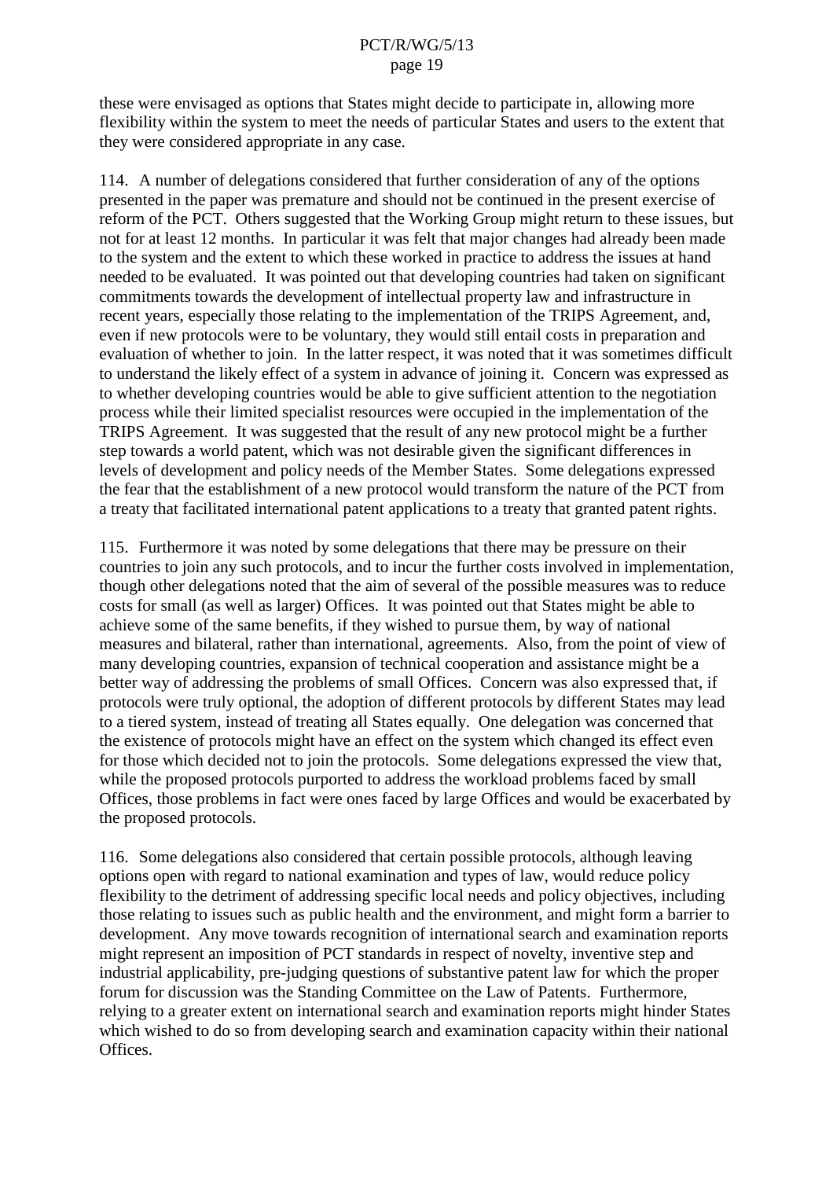these were envisaged as options that States might decide to participate in, allowing more flexibility within the system to meet the needs of particular States and users to the extent that they were considered appropriate in any case.

114. A number of delegations considered that further consideration of any of the options presented in the paper was premature and should not be continued in the present exercise of reform of the PCT. Others suggested that the Working Group might return to these issues, but not for at least 12 months. In particular it was felt that major changes had already been made to the system and the extent to which these worked in practice to address the issues at hand needed to be evaluated. It was pointed out that developing countries had taken on significant commitments towards the development of intellectual property law and infrastructure in recent years, especially those relating to the implementation of the TRIPS Agreement, and, even if new protocols were to be voluntary, they would still entail costs in preparation and evaluation of whether to join. In the latter respect, it was noted that it was sometimes difficult to understand the likely effect of a system in advance of joining it. Concern was expressed as to whether developing countries would be able to give sufficient attention to the negotiation process while their limited specialist resources were occupied in the implementation of the TRIPS Agreement. It was suggested that the result of any new protocol might be a further step towards a world patent, which was not desirable given the significant differences in levels of development and policy needs of the Member States. Some delegations expressed the fear that the establishment of a new protocol would transform the nature of the PCT from a treaty that facilitated international patent applications to a treaty that granted patent rights.

115. Furthermore it was noted by some delegations that there may be pressure on their countries to join any such protocols, and to incur the further costs involved in implementation, though other delegations noted that the aim of several of the possible measures was to reduce costs for small (as well as larger) Offices. It was pointed out that States might be able to achieve some of the same benefits, if they wished to pursue them, by way of national measures and bilateral, rather than international, agreements. Also, from the point of view of many developing countries, expansion of technical cooperation and assistance might be a better way of addressing the problems of small Offices. Concern was also expressed that, if protocols were truly optional, the adoption of different protocols by different States may lead to a tiered system, instead of treating all States equally. One delegation was concerned that the existence of protocols might have an effect on the system which changed its effect even for those which decided not to join the protocols. Some delegations expressed the view that, while the proposed protocols purported to address the workload problems faced by small Offices, those problems in fact were ones faced by large Offices and would be exacerbated by the proposed protocols.

116. Some delegations also considered that certain possible protocols, although leaving options open with regard to national examination and types of law, would reduce policy flexibility to the detriment of addressing specific local needs and policy objectives, including those relating to issues such as public health and the environment, and might form a barrier to development. Any move towards recognition of international search and examination reports might represent an imposition of PCT standards in respect of novelty, inventive step and industrial applicability, pre-judging questions of substantive patent law for which the proper forum for discussion was the Standing Committee on the Law of Patents. Furthermore, relying to a greater extent on international search and examination reports might hinder States which wished to do so from developing search and examination capacity within their national Offices.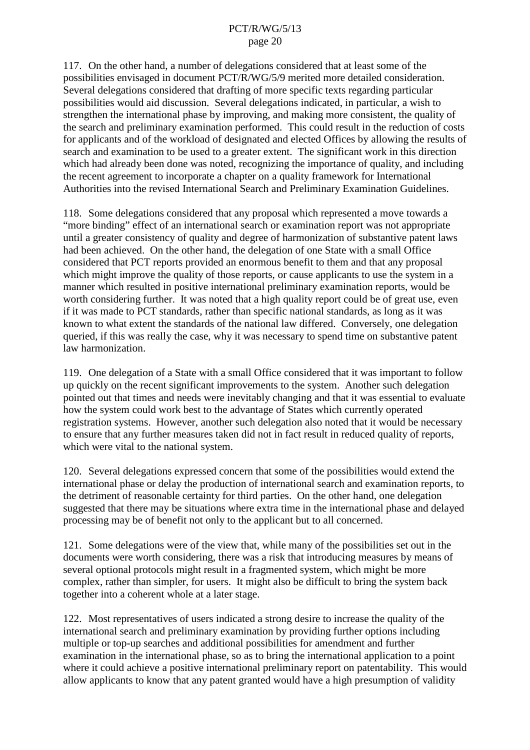117. On the other hand, a number of delegations considered that at least some of the possibilities envisaged in document PCT/R/WG/5/9 merited more detailed consideration. Several delegations considered that drafting of more specific texts regarding particular possibilities would aid discussion. Several delegations indicated, in particular, a wish to strengthen the international phase by improving, and making more consistent, the quality of the search and preliminary examination performed. This could result in the reduction of costs for applicants and of the workload of designated and elected Offices by allowing the results of search and examination to be used to a greater extent. The significant work in this direction which had already been done was noted, recognizing the importance of quality, and including the recent agreement to incorporate a chapter on a quality framework for International Authorities into the revised International Search and Preliminary Examination Guidelines.

118. Some delegations considered that any proposal which represented a move towards a "more binding" effect of an international search or examination report was not appropriate until a greater consistency of quality and degree of harmonization of substantive patent laws had been achieved. On the other hand, the delegation of one State with a small Office considered that PCT reports provided an enormous benefit to them and that any proposal which might improve the quality of those reports, or cause applicants to use the system in a manner which resulted in positive international preliminary examination reports, would be worth considering further. It was noted that a high quality report could be of great use, even if it was made to PCT standards, rather than specific national standards, as long as it was known to what extent the standards of the national law differed. Conversely, one delegation queried, if this was really the case, why it was necessary to spend time on substantive patent law harmonization.

119. One delegation of a State with a small Office considered that it was important to follow up quickly on the recent significant improvements to the system. Another such delegation pointed out that times and needs were inevitably changing and that it was essential to evaluate how the system could work best to the advantage of States which currently operated registration systems. However, another such delegation also noted that it would be necessary to ensure that any further measures taken did not in fact result in reduced quality of reports, which were vital to the national system.

120. Several delegations expressed concern that some of the possibilities would extend the international phase or delay the production of international search and examination reports, to the detriment of reasonable certainty for third parties. On the other hand, one delegation suggested that there may be situations where extra time in the international phase and delayed processing may be of benefit not only to the applicant but to all concerned.

121. Some delegations were of the view that, while many of the possibilities set out in the documents were worth considering, there was a risk that introducing measures by means of several optional protocols might result in a fragmented system, which might be more complex, rather than simpler, for users. It might also be difficult to bring the system back together into a coherent whole at a later stage.

122. Most representatives of users indicated a strong desire to increase the quality of the international search and preliminary examination by providing further options including multiple or top-up searches and additional possibilities for amendment and further examination in the international phase, so as to bring the international application to a point where it could achieve a positive international preliminary report on patentability. This would allow applicants to know that any patent granted would have a high presumption of validity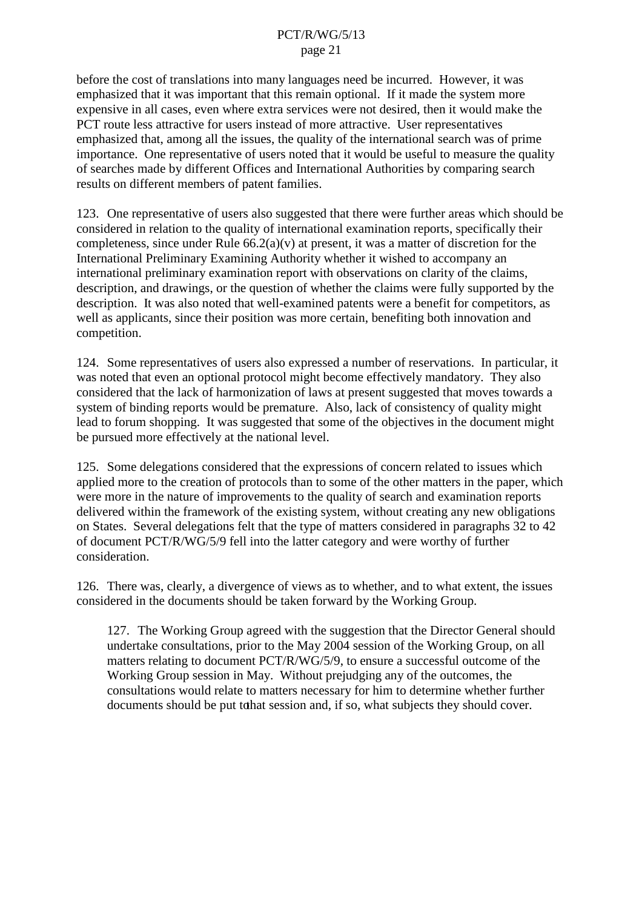before the cost of translations into many languages need be incurred. However, it was emphasized that it was important that this remain optional. If it made the system more expensive in all cases, even where extra services were not desired, then it would make the PCT route less attractive for users instead of more attractive. User representatives emphasized that, among all the issues, the quality of the international search was of prime importance. One representative of users noted that it would be useful to measure the quality of searches made by different Offices and International Authorities by comparing search results on different members of patent families.

123. One representative of users also suggested that there were further areas which should be considered in relation to the quality of international examination reports, specifically their completeness, since under Rule 66.2(a)(v) at present, it was a matter of discretion for the International Preliminary Examining Authority whether it wished to accompany an international preliminary examination report with observations on clarity of the claims, description, and drawings, or the question of whether the claims were fully supported by the description. It was also noted that well-examined patents were a benefit for competitors, as well as applicants, since their position was more certain, benefiting both innovation and competition.

124. Some representatives of users also expressed a number of reservations. In particular, it was noted that even an optional protocol might become effectively mandatory. They also considered that the lack of harmonization of laws at present suggested that moves towards a system of binding reports would be premature. Also, lack of consistency of quality might lead to forum shopping. It was suggested that some of the objectives in the document might be pursued more effectively at the national level.

125. Some delegations considered that the expressions of concern related to issues which applied more to the creation of protocols than to some of the other matters in the paper, which were more in the nature of improvements to the quality of search and examination reports delivered within the framework of the existing system, without creating any new obligations on States. Several delegations felt that the type of matters considered in paragraphs 32 to 42 of document PCT/R/WG/5/9 fell into the latter category and were worthy of further consideration.

126. There was, clearly, a divergence of views as to whether, and to what extent, the issues considered in the documents should be taken forward by the Working Group.

> 127. The Working Group agreed with the suggestion that the Director General should undertake consultations, prior to the May 2004 session of the Working Group, on all matters relating to document PCT/R/WG/5/9, to ensure a successful outcome of the Working Group session in May. Without prejudging any of the outcomes, the consultations would relate to matters necessary for him to determine whether further documents should be put to that session and, if so, what subjects they should cover.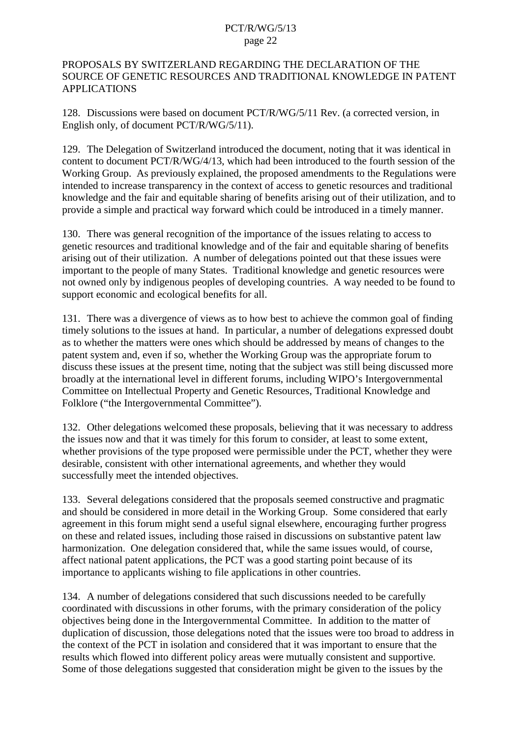## PROPOSALS BY SWITZERLAND REGARDING THE DECLARATION OF THE SOURCE OF GENETIC RESOURCES AND TRADITIONAL KNOWLEDGE IN PATENT APPLICATIONS

128. Discussions were based on document PCT/R/WG/5/11 Rev. (a corrected version, in English only, of document PCT/R/WG/5/11).

129. The Delegation of Switzerland introduced the document, noting that it was identical in content to document PCT/R/WG/4/13, which had been introduced to the fourth session of the Working Group. As previously explained, the proposed amendments to the Regulations were intended to increase transparency in the context of access to genetic resources and traditional knowledge and the fair and equitable sharing of benefits arising out of their utilization, and to provide a simple and practical way forward which could be introduced in a timely manner.

130. There was general recognition of the importance of the issues relating to access to genetic resources and traditional knowledge and of the fair and equitable sharing of benefits arising out of their utilization. A number of delegations pointed out that these issues were important to the people of many States. Traditional knowledge and genetic resources were not owned only by indigenous peoples of developing countries. A way needed to be found to support economic and ecological benefits for all.

131. There was a divergence of views as to how best to achieve the common goal of finding timely solutions to the issues at hand. In particular, a number of delegations expressed doubt as to whether the matters were ones which should be addressed by means of changes to the patent system and, even if so, whether the Working Group was the appropriate forum to discuss these issues at the present time, noting that the subject was still being discussed more broadly at the international level in different forums, including WIPO's Intergovernmental Committee on Intellectual Property and Genetic Resources, Traditional Knowledge and Folklore ("the Intergovernmental Committee").

132. Other delegations welcomed these proposals, believing that it was necessary to address the issues now and that it was timely for this forum to consider, at least to some extent, whether provisions of the type proposed were permissible under the PCT, whether they were desirable, consistent with other international agreements, and whether they would successfully meet the intended objectives.

133. Several delegations considered that the proposals seemed constructive and pragmatic and should be considered in more detail in the Working Group. Some considered that early agreement in this forum might send a useful signal elsewhere, encouraging further progress on these and related issues, including those raised in discussions on substantive patent law harmonization. One delegation considered that, while the same issues would, of course, affect national patent applications, the PCT was a good starting point because of its importance to applicants wishing to file applications in other countries.

134. A number of delegations considered that such discussions needed to be carefully coordinated with discussions in other forums, with the primary consideration of the policy objectives being done in the Intergovernmental Committee. In addition to the matter of duplication of discussion, those delegations noted that the issues were too broad to address in the context of the PCT in isolation and considered that it was important to ensure that the results which flowed into different policy areas were mutually consistent and supportive. Some of those delegations suggested that consideration might be given to the issues by the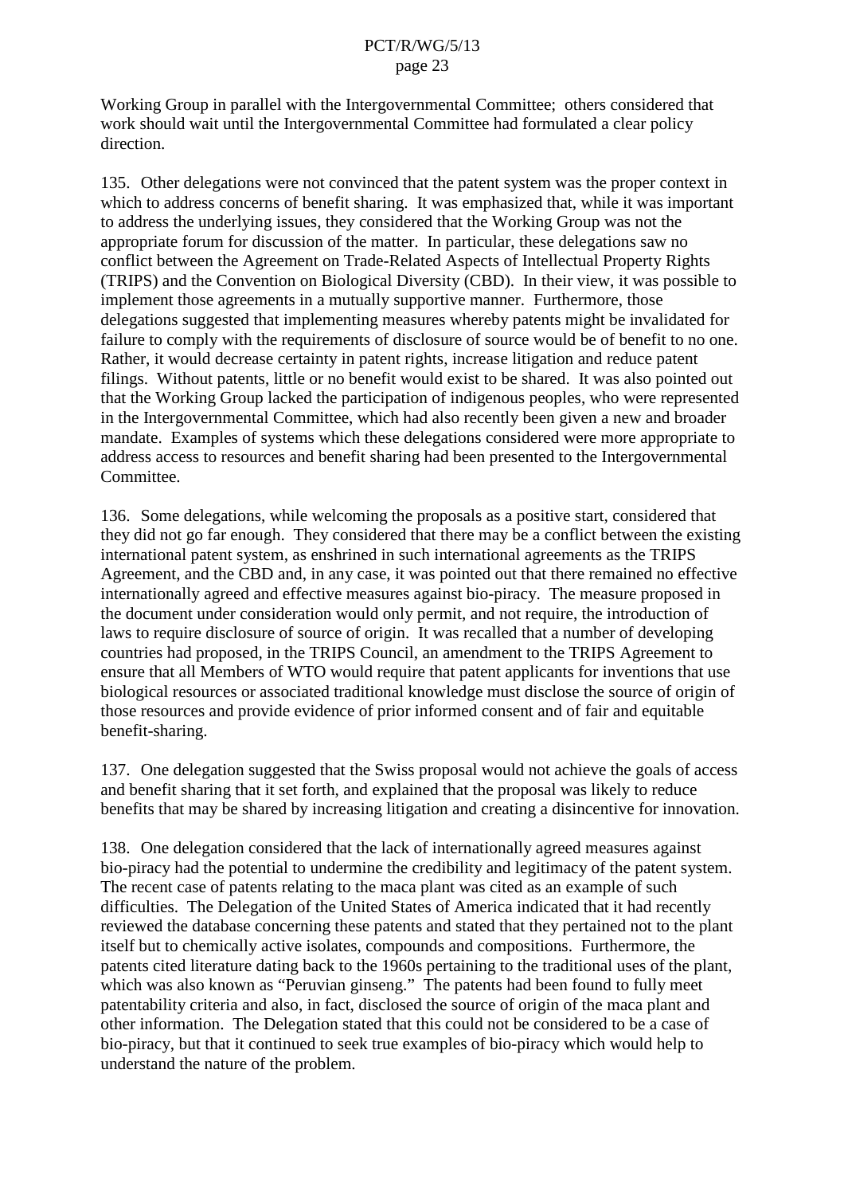Working Group in parallel with the Intergovernmental Committee; others considered that work should wait until the Intergovernmental Committee had formulated a clear policy direction.

135. Other delegations were not convinced that the patent system was the proper context in which to address concerns of benefit sharing. It was emphasized that, while it was important to address the underlying issues, they considered that the Working Group was not the appropriate forum for discussion of the matter. In particular, these delegations saw no conflict between the Agreement on Trade-Related Aspects of Intellectual Property Rights (TRIPS) and the Convention on Biological Diversity (CBD). In their view, it was possible to implement those agreements in a mutually supportive manner. Furthermore, those delegations suggested that implementing measures whereby patents might be invalidated for failure to comply with the requirements of disclosure of source would be of benefit to no one. Rather, it would decrease certainty in patent rights, increase litigation and reduce patent filings. Without patents, little or no benefit would exist to be shared. It was also pointed out that the Working Group lacked the participation of indigenous peoples, who were represented in the Intergovernmental Committee, which had also recently been given a new and broader mandate. Examples of systems which these delegations considered were more appropriate to address access to resources and benefit sharing had been presented to the Intergovernmental Committee.

136. Some delegations, while welcoming the proposals as a positive start, considered that they did not go far enough. They considered that there may be a conflict between the existing international patent system, as enshrined in such international agreements as the TRIPS Agreement, and the CBD and, in any case, it was pointed out that there remained no effective internationally agreed and effective measures against bio-piracy. The measure proposed in the document under consideration would only permit, and not require, the introduction of laws to require disclosure of source of origin. It was recalled that a number of developing countries had proposed, in the TRIPS Council, an amendment to the TRIPS Agreement to ensure that all Members of WTO would require that patent applicants for inventions that use biological resources or associated traditional knowledge must disclose the source of origin of those resources and provide evidence of prior informed consent and of fair and equitable benefit-sharing.

137. One delegation suggested that the Swiss proposal would not achieve the goals of access and benefit sharing that it set forth, and explained that the proposal was likely to reduce benefits that may be shared by increasing litigation and creating a disincentive for innovation.

138. One delegation considered that the lack of internationally agreed measures against bio-piracy had the potential to undermine the credibility and legitimacy of the patent system. The recent case of patents relating to the maca plant was cited as an example of such difficulties. The Delegation of the United States of America indicated that it had recently reviewed the database concerning these patents and stated that they pertained not to the plant itself but to chemically active isolates, compounds and compositions. Furthermore, the patents cited literature dating back to the 1960s pertaining to the traditional uses of the plant, which was also known as "Peruvian ginseng." The patents had been found to fully meet patentability criteria and also, in fact, disclosed the source of origin of the maca plant and other information. The Delegation stated that this could not be considered to be a case of bio-piracy, but that it continued to seek true examples of bio-piracy which would help to understand the nature of the problem.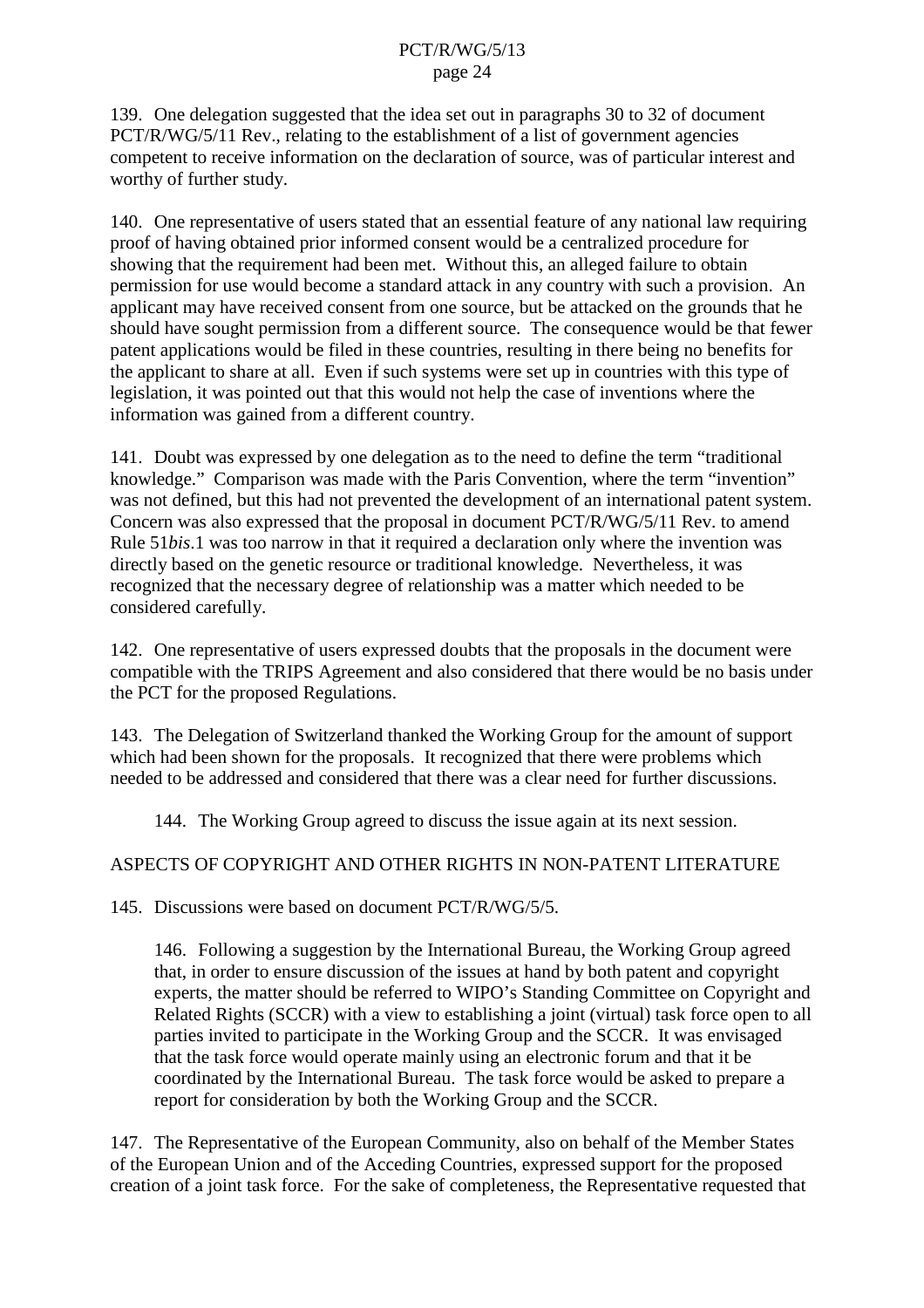139. One delegation suggested that the idea set out in paragraphs 30 to 32 of document PCT/R/WG/5/11 Rev., relating to the establishment of a list of government agencies competent to receive information on the declaration of source, was of particular interest and worthy of further study.

140. One representative of users stated that an essential feature of any national law requiring proof of having obtained prior informed consent would be a centralized procedure for showing that the requirement had been met. Without this, an alleged failure to obtain permission for use would become a standard attack in any country with such a provision. An applicant may have received consent from one source, but be attacked on the grounds that he should have sought permission from a different source. The consequence would be that fewer patent applications would be filed in these countries, resulting in there being no benefits for the applicant to share at all. Even if such systems were set up in countries with this type of legislation, it was pointed out that this would not help the case of inventions where the information was gained from a different country.

141. Doubt was expressed by one delegation as to the need to define the term "traditional knowledge." Comparison was made with the Paris Convention, where the term "invention" was not defined, but this had not prevented the development of an international patent system. Concern was also expressed that the proposal in document PCT/R/WG/5/11 Rev. to amend Rule 51*bis*.1 was too narrow in that it required a declaration only where the invention was directly based on the genetic resource or traditional knowledge. Nevertheless, it was recognized that the necessary degree of relationship was a matter which needed to be considered carefully.

142. One representative of users expressed doubts that the proposals in the document were compatible with the TRIPS Agreement and also considered that there would be no basis under the PCT for the proposed Regulations.

143. The Delegation of Switzerland thanked the Working Group for the amount of support which had been shown for the proposals. It recognized that there were problems which needed to be addressed and considered that there was a clear need for further discussions.

> 144. The Working Group agreed to discuss the issue again at its next session.

## ASPECTS OF COPYRIGHT AND OTHER RIGHTS IN NON-PATENT LITERATURE

145. Discussions were based on document PCT/R/WG/5/5.

> 146. Following a suggestion by the International Bureau, the Working Group agreed that, in order to ensure discussion of the issues at hand by both patent and copyright experts, the matter should be referred to WIPO's Standing Committee on Copyright and Related Rights (SCCR) with a view to establishing a joint (virtual) task force open to all parties invited to participate in the Working Group and the SCCR. It was envisaged that the task force would operate mainly using an electronic forum and that it be coordinated by the International Bureau. The task force would be asked to prepare a report for consideration by both the Working Group and the SCCR.

147. The Representative of the European Community, also on behalf of the Member States of the European Union and of the Acceding Countries, expressed support for the proposed creation of a joint task force. For the sake of completeness, the Representative requested that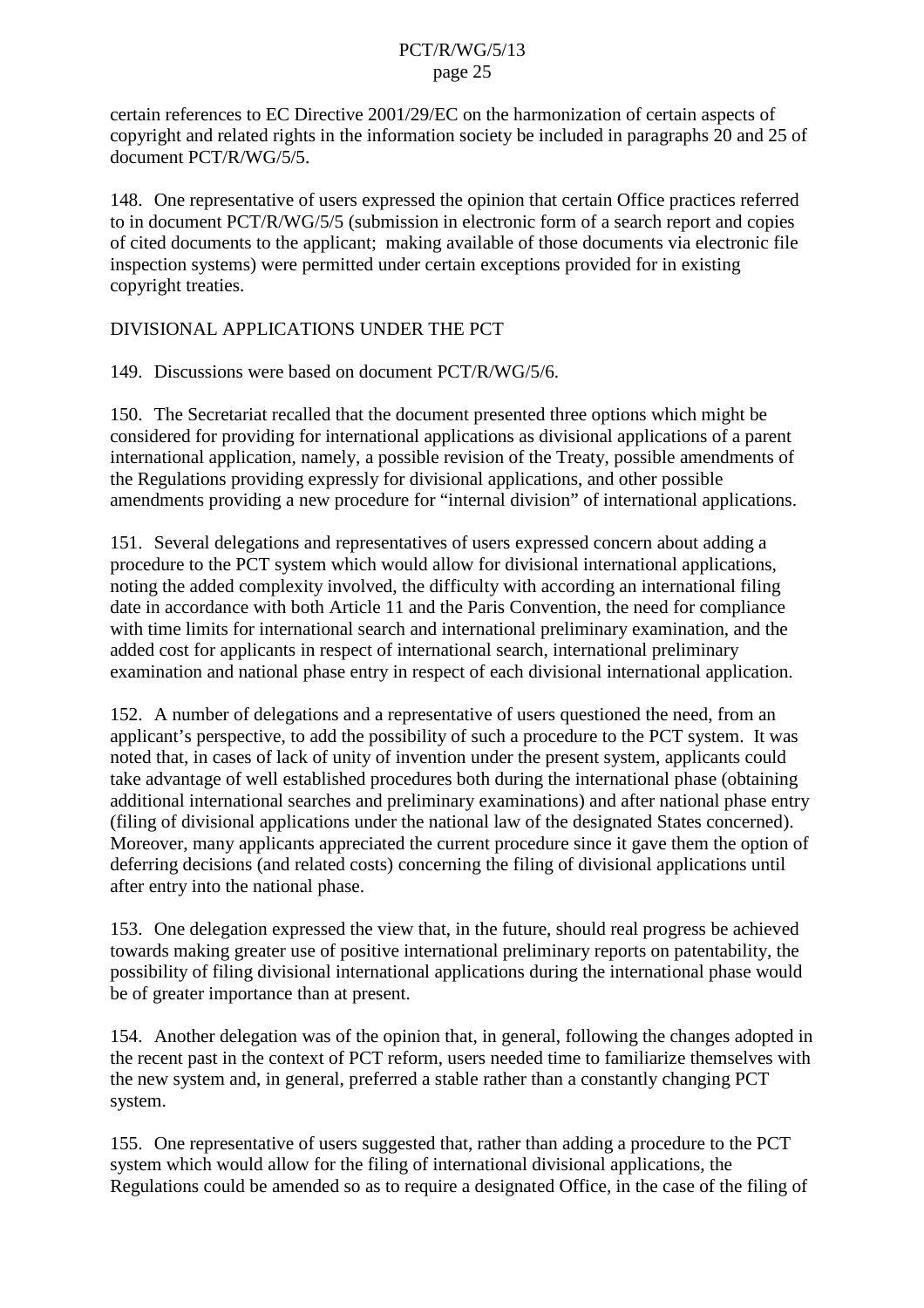certain references to EC Directive 2001/29/EC on the harmonization of certain aspects of copyright and related rights in the information society be included in paragraphs 20 and 25 of document PCT/R/WG/5/5.

148. One representative of users expressed the opinion that certain Office practices referred to in document PCT/R/WG/5/5 (submission in electronic form of a search report and copies of cited documents to the applicant; making available of those documents via electronic file inspection systems) were permitted under certain exceptions provided for in existing copyright treaties.

## DIVISIONAL APPLICATIONS UNDER THE PCT

149. Discussions were based on document PCT/R/WG/5/6.

150. The Secretariat recalled that the document presented three options which might be considered for providing for international applications as divisional applications of a parent international application, namely, a possible revision of the Treaty, possible amendments of the Regulations providing expressly for divisional applications, and other possible amendments providing a new procedure for "internal division" of international applications.

151. Several delegations and representatives of users expressed concern about adding a procedure to the PCT system which would allow for divisional international applications, noting the added complexity involved, the difficulty with according an international filing date in accordance with both Article 11 and the Paris Convention, the need for compliance with time limits for international search and international preliminary examination, and the added cost for applicants in respect of international search, international preliminary examination and national phase entry in respect of each divisional international application.

152. A number of delegations and a representative of users questioned the need, from an applicant's perspective, to add the possibility of such a procedure to the PCT system. It was noted that, in cases of lack of unity of invention under the present system, applicants could take advantage of well established procedures both during the international phase (obtaining additional international searches and preliminary examinations) and after national phase entry (filing of divisional applications under the national law of the designated States concerned). Moreover, many applicants appreciated the current procedure since it gave them the option of deferring decisions (and related costs) concerning the filing of divisional applications until after entry into the national phase.

153. One delegation expressed the view that, in the future, should real progress be achieved towards making greater use of positive international preliminary reports on patentability, the possibility of filing divisional international applications during the international phase would be of greater importance than at present.

154. Another delegation was of the opinion that, in general, following the changes adopted in the recent past in the context of PCT reform, users needed time to familiarize themselves with the new system and, in general, preferred a stable rather than a constantly changing PCT system.

155. One representative of users suggested that, rather than adding a procedure to the PCT system which would allow for the filing of international divisional applications, the Regulations could be amended so as to require a designated Office, in the case of the filing of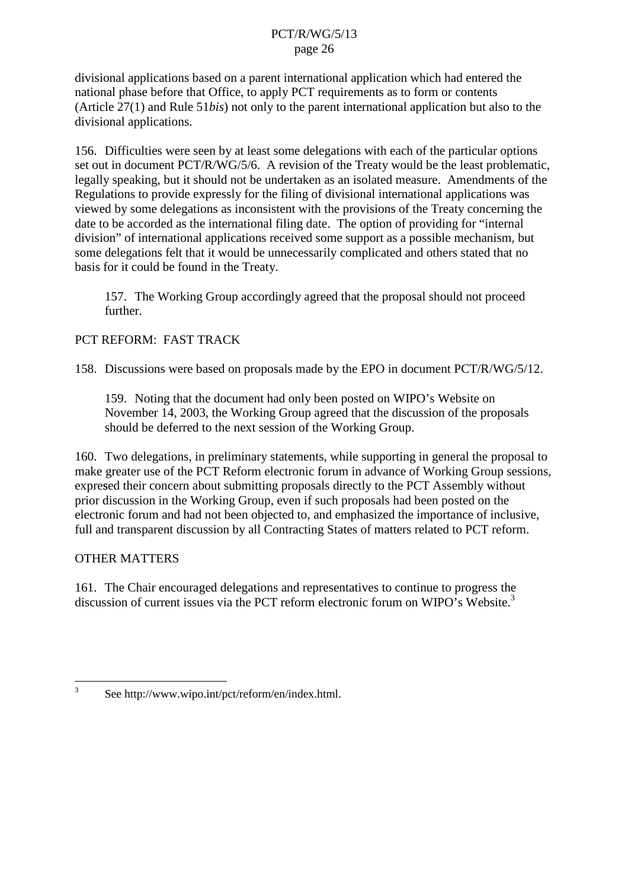divisional applications based on a parent international application which had entered the national phase before that Office, to apply PCT requirements as to form or contents (Article 27(1) and Rule 51*bis*) not only to the parent international application but also to the divisional applications.

156. Difficulties were seen by at least some delegations with each of the particular options set out in document PCT/R/WG/5/6. A revision of the Treaty would be the least problematic, legally speaking, but it should not be undertaken as an isolated measure. Amendments of the Regulations to provide expressly for the filing of divisional international applications was viewed by some delegations as inconsistent with the provisions of the Treaty concerning the date to be accorded as the international filing date. The option of providing for "internal division" of international applications received some support as a possible mechanism, but some delegations felt that it would be unnecessarily complicated and others stated that no basis for it could be found in the Treaty.

> 157. The Working Group accordingly agreed that the proposal should not proceed further.

## PCT REFORM: FAST TRACK

158. Discussions were based on proposals made by the EPO in document PCT/R/WG/5/12.

> 159. Noting that the document had only been posted on WIPO's Website on November 14, 2003, the Working Group agreed that the discussion of the proposals should be deferred to the next session of the Working Group.

160. Two delegations, in preliminary statements, while supporting in general the proposal to make greater use of the PCT Reform electronic forum in advance of Working Group sessions, expresed their concern about submitting proposals directly to the PCT Assembly without prior discussion in the Working Group, even if such proposals had been posted on the electronic forum and had not been objected to, and emphasized the importance of inclusive, full and transparent discussion by all Contracting States of matters related to PCT reform.

## OTHER MATTERS

161. The Chair encouraged delegations and representatives to continue to progress the discussion of current issues via the PCT reform electronic forum on WIPO's Website.[3]

---

[3] See http://www.wipo.int/pct/reform/en/index.html.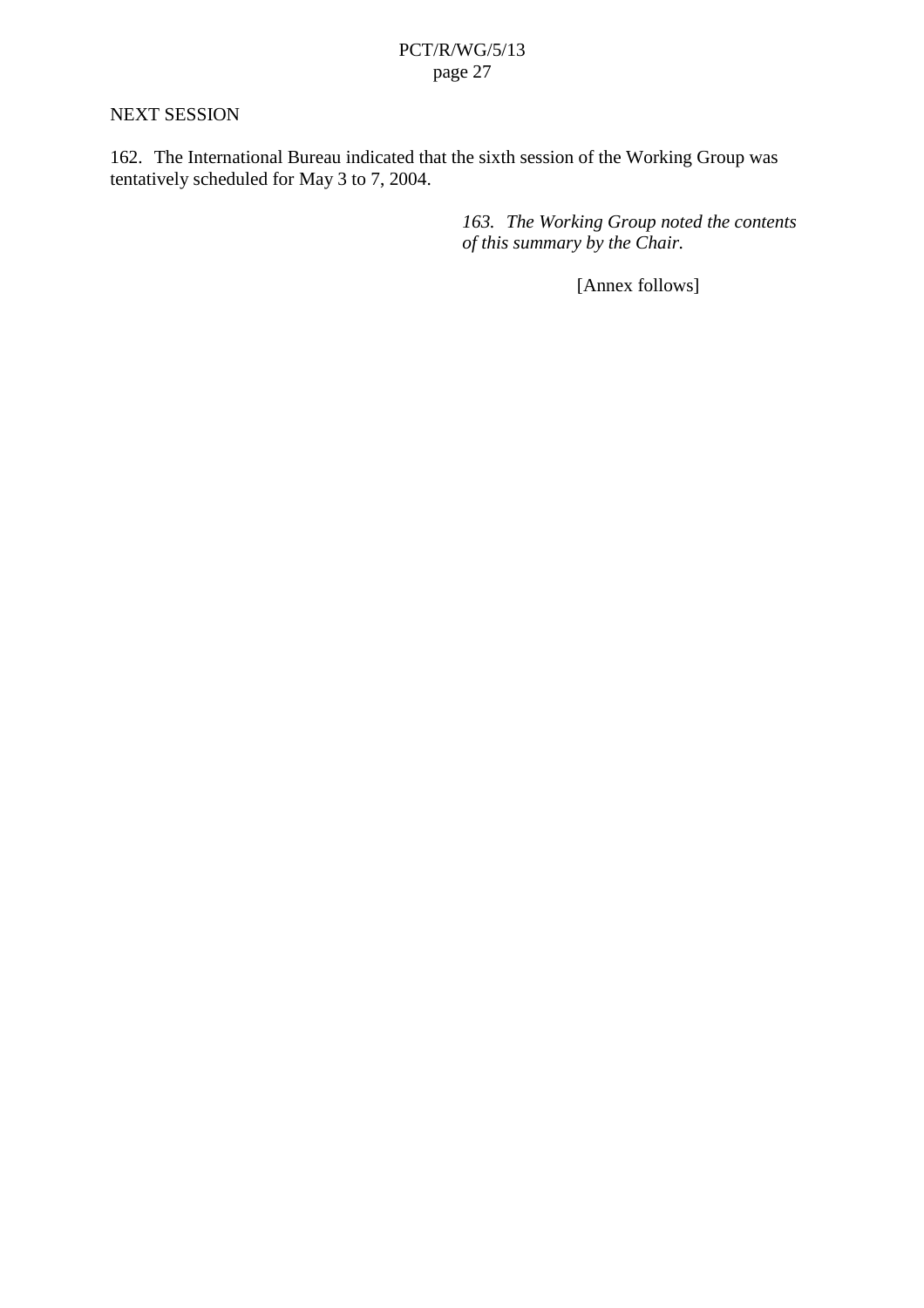## NEXT SESSION

162. The International Bureau indicated that the sixth session of the Working Group was tentatively scheduled for May 3 to 7, 2004.

*163. The Working Group noted the contents of this summary by the Chair.*

[Annex follows]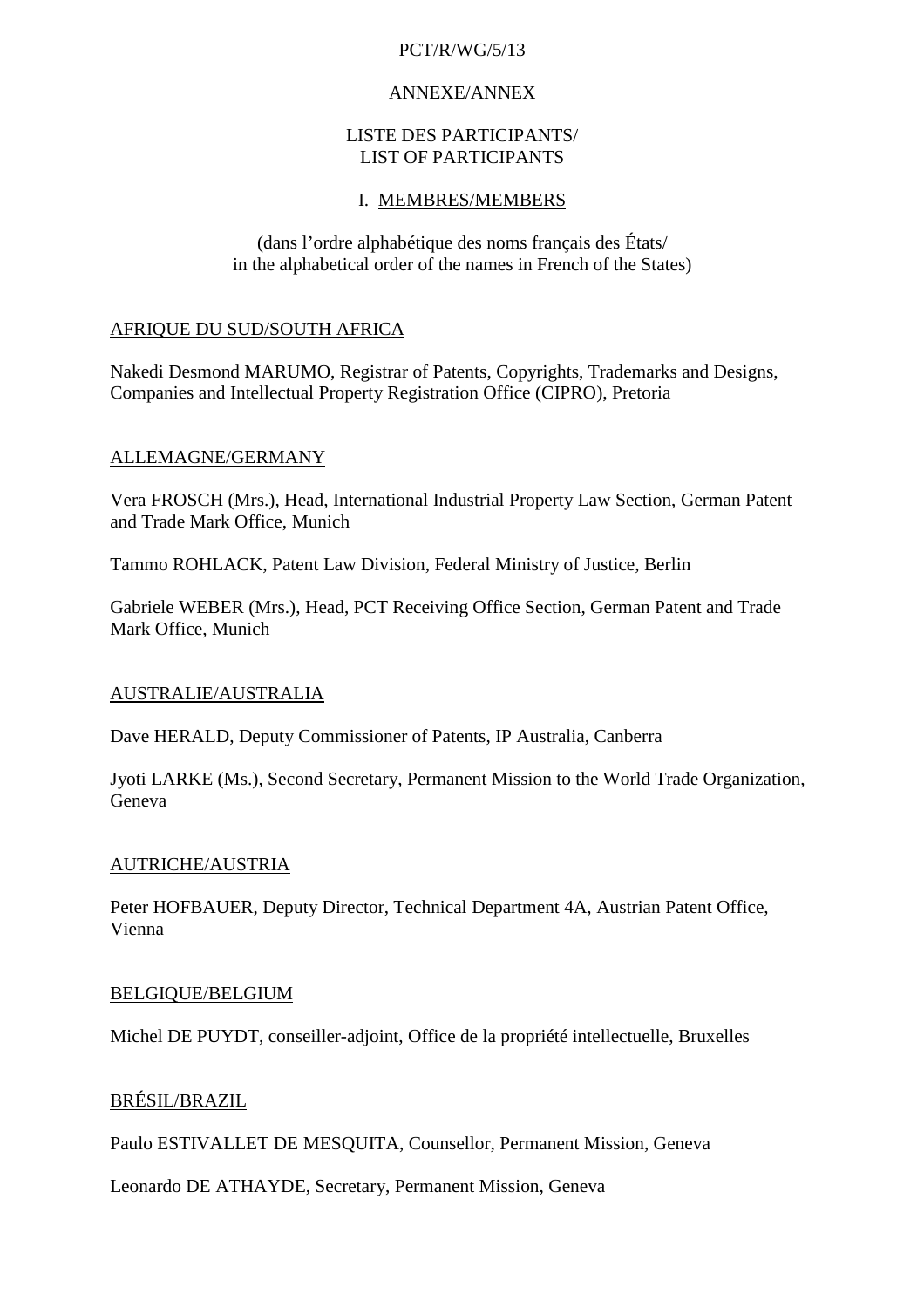ANNEXE/ANNEX

LISTE DES PARTICIPANTS/
LIST OF PARTICIPANTS

## I. MEMBRES/MEMBERS

(dans l'ordre alphabétique des noms français des États/
in the alphabetical order of the names in French of the States)

### AFRIQUE DU SUD/SOUTH AFRICA

Nakedi Desmond MARUMO, Registrar of Patents, Copyrights, Trademarks and Designs, Companies and Intellectual Property Registration Office (CIPRO), Pretoria

### ALLEMAGNE/GERMANY

Vera FROSCH (Mrs.), Head, International Industrial Property Law Section, German Patent and Trade Mark Office, Munich

Tammo ROHLACK, Patent Law Division, Federal Ministry of Justice, Berlin

Gabriele WEBER (Mrs.), Head, PCT Receiving Office Section, German Patent and Trade Mark Office, Munich

### AUSTRALIE/AUSTRALIA

Dave HERALD, Deputy Commissioner of Patents, IP Australia, Canberra

Jyoti LARKE (Ms.), Second Secretary, Permanent Mission to the World Trade Organization, Geneva

### AUTRICHE/AUSTRIA

Peter HOFBAUER, Deputy Director, Technical Department 4A, Austrian Patent Office, Vienna

### BELGIQUE/BELGIUM

Michel DE PUYDT, conseiller-adjoint, Office de la propriété intellectuelle, Bruxelles

### BRÉSIL/BRAZIL

Paulo ESTIVALLET DE MESQUITA, Counsellor, Permanent Mission, Geneva

Leonardo DE ATHAYDE, Secretary, Permanent Mission, Geneva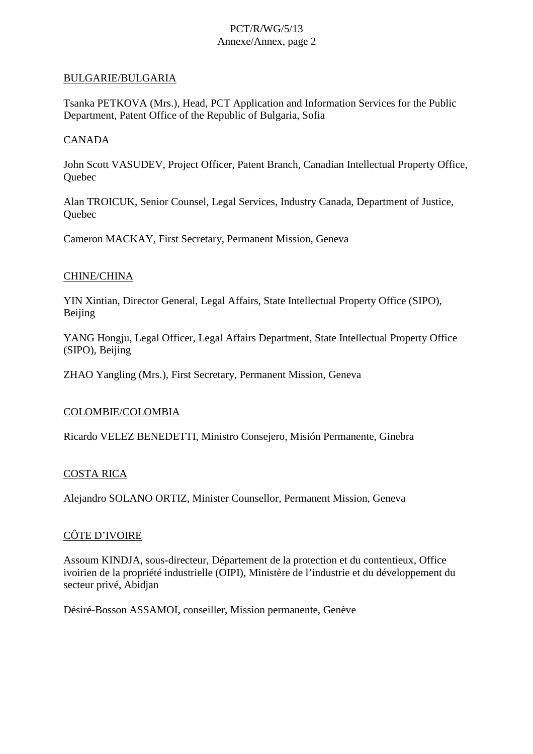BULGARIE/BULGARIA

Tsanka PETKOVA (Mrs.), Head, PCT Application and Information Services for the Public Department, Patent Office of the Republic of Bulgaria, Sofia

CANADA

John Scott VASUDEV, Project Officer, Patent Branch, Canadian Intellectual Property Office, Quebec

Alan TROICUK, Senior Counsel, Legal Services, Industry Canada, Department of Justice, Quebec

Cameron MACKAY, First Secretary, Permanent Mission, Geneva

CHINE/CHINA

YIN Xintian, Director General, Legal Affairs, State Intellectual Property Office (SIPO), Beijing

YANG Hongju, Legal Officer, Legal Affairs Department, State Intellectual Property Office (SIPO), Beijing

ZHAO Yangling (Mrs.), First Secretary, Permanent Mission, Geneva

COLOMBIE/COLOMBIA

Ricardo VELEZ BENEDETTI, Ministro Consejero, Misión Permanente, Ginebra

COSTA RICA

Alejandro SOLANO ORTIZ, Minister Counsellor, Permanent Mission, Geneva

CÔTE D'IVOIRE

Assoum KINDJA, sous-directeur, Département de la protection et du contentieux, Office ivoirien de la propriété industrielle (OIPI), Ministère de l'industrie et du développement du secteur privé, Abidjan

Désiré-Bosson ASSAMOI, conseiller, Mission permanente, Genève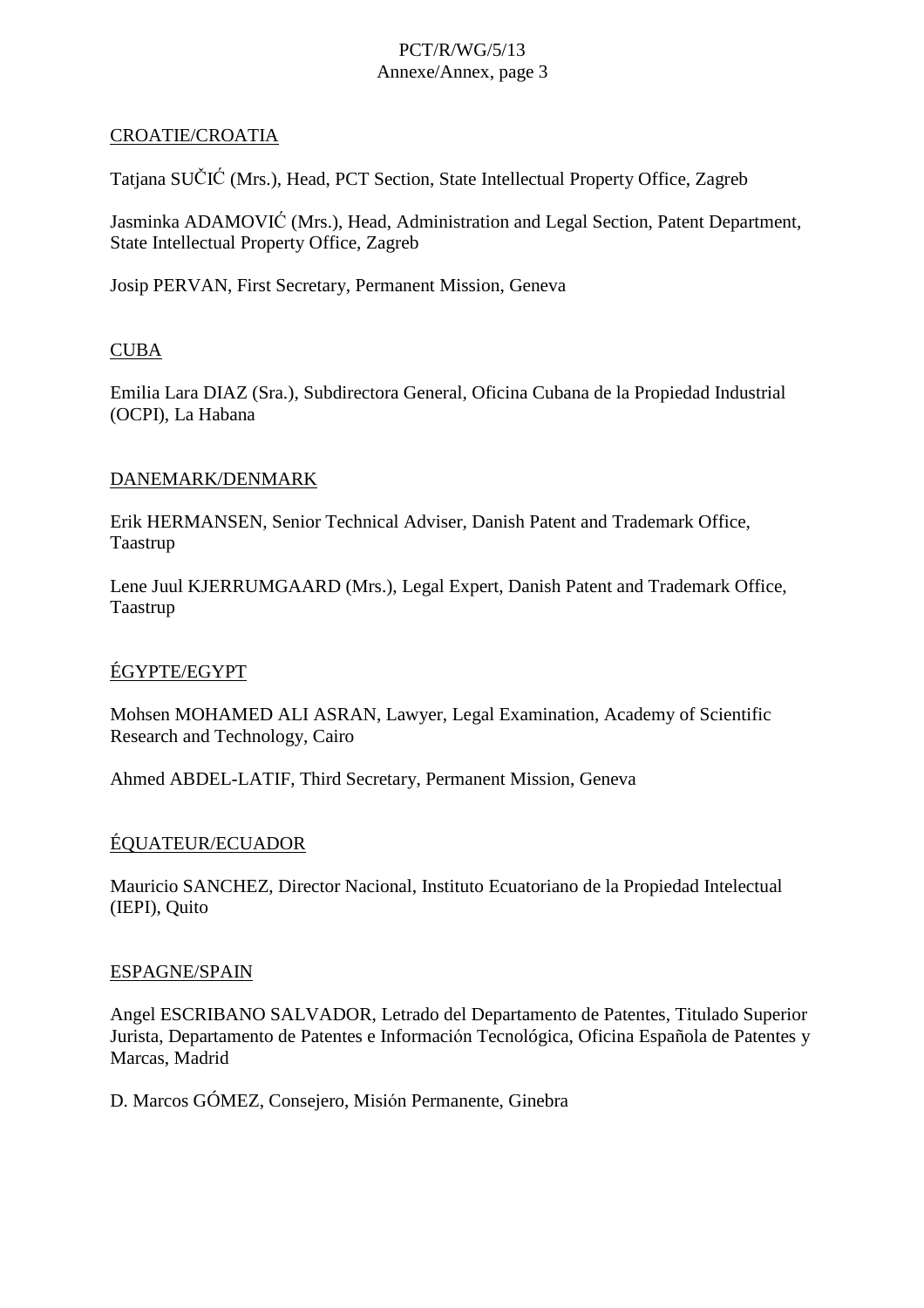CROATIE/CROATIA

Tatjana SUČIĆ (Mrs.), Head, PCT Section, State Intellectual Property Office, Zagreb

Jasminka ADAMOVIĆ (Mrs.), Head, Administration and Legal Section, Patent Department, State Intellectual Property Office, Zagreb

Josip PERVAN, First Secretary, Permanent Mission, Geneva

CUBA

Emilia Lara DIAZ (Sra.), Subdirectora General, Oficina Cubana de la Propiedad Industrial (OCPI), La Habana

DANEMARK/DENMARK

Erik HERMANSEN, Senior Technical Adviser, Danish Patent and Trademark Office, Taastrup

Lene Juul KJERRUMGAARD (Mrs.), Legal Expert, Danish Patent and Trademark Office, Taastrup

ÉGYPTE/EGYPT

Mohsen MOHAMED ALI ASRAN, Lawyer, Legal Examination, Academy of Scientific Research and Technology, Cairo

Ahmed ABDEL-LATIF, Third Secretary, Permanent Mission, Geneva

ÉQUATEUR/ECUADOR

Mauricio SANCHEZ, Director Nacional, Instituto Ecuatoriano de la Propiedad Intelectual (IEPI), Quito

ESPAGNE/SPAIN

Angel ESCRIBANO SALVADOR, Letrado del Departamento de Patentes, Titulado Superior Jurista, Departamento de Patentes e Información Tecnológica, Oficina Española de Patentes y Marcas, Madrid

D. Marcos GÓMEZ, Consejero, Misión Permanente, Ginebra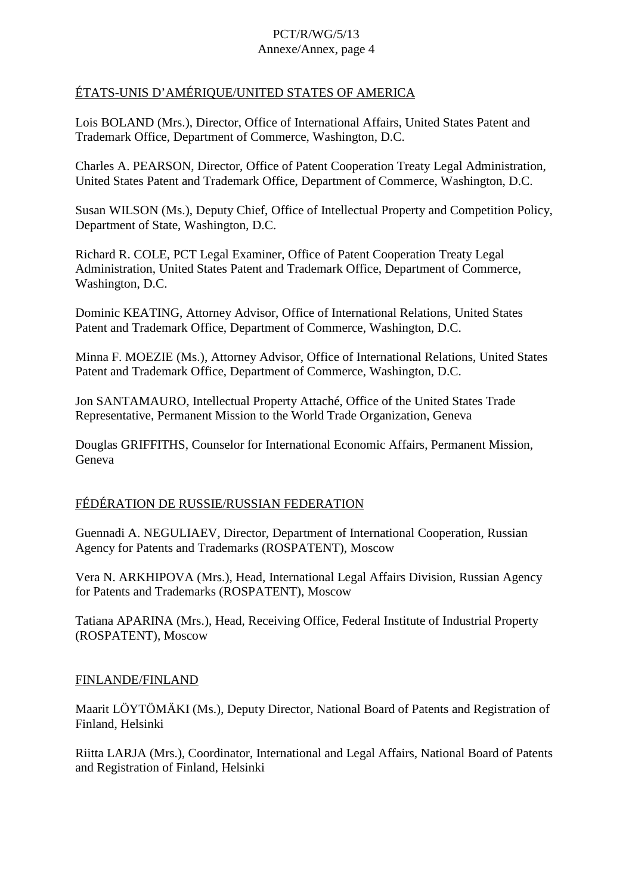ÉTATS-UNIS D'AMÉRIQUE/UNITED STATES OF AMERICA

Lois BOLAND (Mrs.), Director, Office of International Affairs, United States Patent and Trademark Office, Department of Commerce, Washington, D.C.

Charles A. PEARSON, Director, Office of Patent Cooperation Treaty Legal Administration, United States Patent and Trademark Office, Department of Commerce, Washington, D.C.

Susan WILSON (Ms.), Deputy Chief, Office of Intellectual Property and Competition Policy, Department of State, Washington, D.C.

Richard R. COLE, PCT Legal Examiner, Office of Patent Cooperation Treaty Legal Administration, United States Patent and Trademark Office, Department of Commerce, Washington, D.C.

Dominic KEATING, Attorney Advisor, Office of International Relations, United States Patent and Trademark Office, Department of Commerce, Washington, D.C.

Minna F. MOEZIE (Ms.), Attorney Advisor, Office of International Relations, United States Patent and Trademark Office, Department of Commerce, Washington, D.C.

Jon SANTAMAURO, Intellectual Property Attaché, Office of the United States Trade Representative, Permanent Mission to the World Trade Organization, Geneva

Douglas GRIFFITHS, Counselor for International Economic Affairs, Permanent Mission, Geneva

FÉDÉRATION DE RUSSIE/RUSSIAN FEDERATION

Guennadi A. NEGULIAEV, Director, Department of International Cooperation, Russian Agency for Patents and Trademarks (ROSPATENT), Moscow

Vera N. ARKHIPOVA (Mrs.), Head, International Legal Affairs Division, Russian Agency for Patents and Trademarks (ROSPATENT), Moscow

Tatiana APARINA (Mrs.), Head, Receiving Office, Federal Institute of Industrial Property (ROSPATENT), Moscow

FINLANDE/FINLAND

Maarit LÖYTÖMÄKI (Ms.), Deputy Director, National Board of Patents and Registration of Finland, Helsinki

Riitta LARJA (Mrs.), Coordinator, International and Legal Affairs, National Board of Patents and Registration of Finland, Helsinki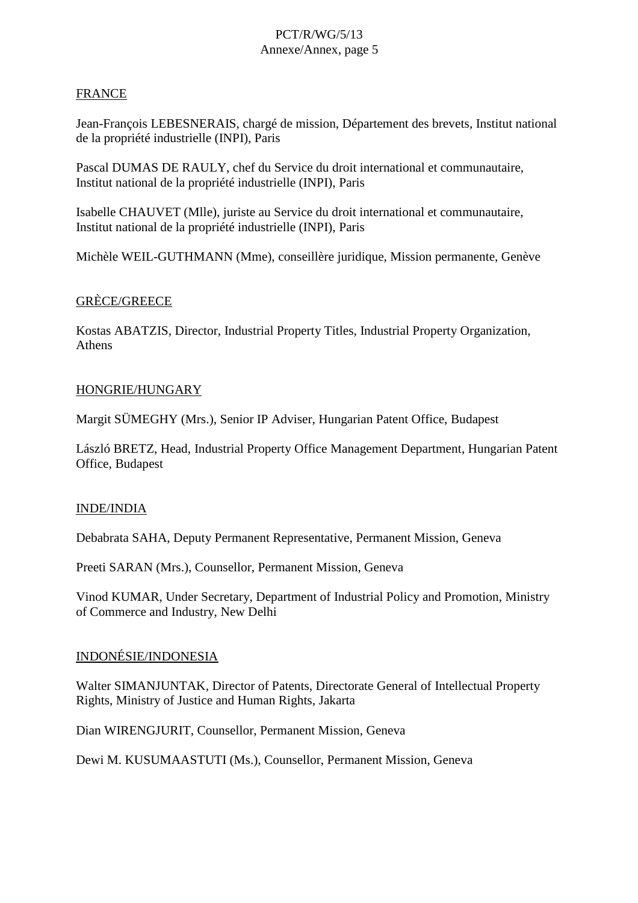<u>FRANCE</u>

Jean-François LEBESNERAIS, chargé de mission, Département des brevets, Institut national de la propriété industrielle (INPI), Paris

Pascal DUMAS DE RAULY, chef du Service du droit international et communautaire, Institut national de la propriété industrielle (INPI), Paris

Isabelle CHAUVET (Mlle), juriste au Service du droit international et communautaire, Institut national de la propriété industrielle (INPI), Paris

Michèle WEIL-GUTHMANN (Mme), conseillère juridique, Mission permanente, Genève

<u>GRÈCE/GREECE</u>

Kostas ABATZIS, Director, Industrial Property Titles, Industrial Property Organization, Athens

<u>HONGRIE/HUNGARY</u>

Margit SÜMEGHY (Mrs.), Senior IP Adviser, Hungarian Patent Office, Budapest

László BRETZ, Head, Industrial Property Office Management Department, Hungarian Patent Office, Budapest

<u>INDE/INDIA</u>

Debabrata SAHA, Deputy Permanent Representative, Permanent Mission, Geneva

Preeti SARAN (Mrs.), Counsellor, Permanent Mission, Geneva

Vinod KUMAR, Under Secretary, Department of Industrial Policy and Promotion, Ministry of Commerce and Industry, New Delhi

<u>INDONÉSIE/INDONESIA</u>

Walter SIMANJUNTAK, Director of Patents, Directorate General of Intellectual Property Rights, Ministry of Justice and Human Rights, Jakarta

Dian WIRENGJURIT, Counsellor, Permanent Mission, Geneva

Dewi M. KUSUMAASTUTI (Ms.), Counsellor, Permanent Mission, Geneva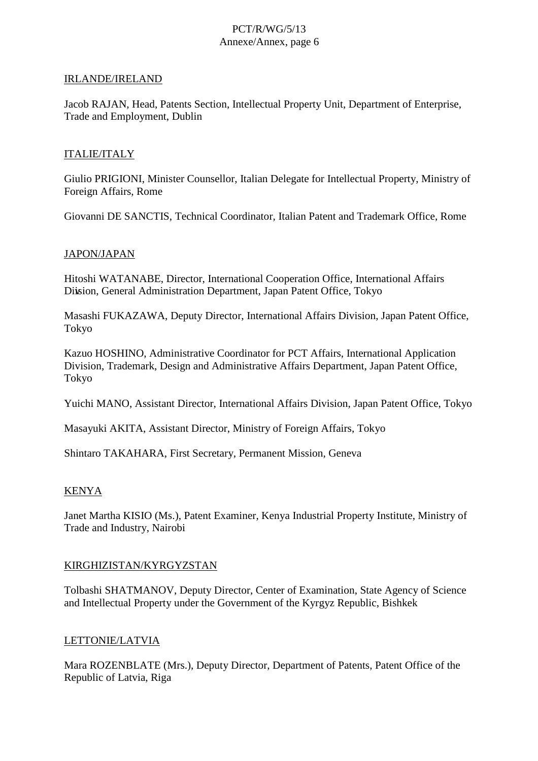IRLANDE/IRELAND

Jacob RAJAN, Head, Patents Section, Intellectual Property Unit, Department of Enterprise, Trade and Employment, Dublin

ITALIE/ITALY

Giulio PRIGIONI, Minister Counsellor, Italian Delegate for Intellectual Property, Ministry of Foreign Affairs, Rome

Giovanni DE SANCTIS, Technical Coordinator, Italian Patent and Trademark Office, Rome

JAPON/JAPAN

Hitoshi WATANABE, Director, International Cooperation Office, International Affairs Division, General Administration Department, Japan Patent Office, Tokyo

Masashi FUKAZAWA, Deputy Director, International Affairs Division, Japan Patent Office, Tokyo

Kazuo HOSHINO, Administrative Coordinator for PCT Affairs, International Application Division, Trademark, Design and Administrative Affairs Department, Japan Patent Office, Tokyo

Yuichi MANO, Assistant Director, International Affairs Division, Japan Patent Office, Tokyo

Masayuki AKITA, Assistant Director, Ministry of Foreign Affairs, Tokyo

Shintaro TAKAHARA, First Secretary, Permanent Mission, Geneva

KENYA

Janet Martha KISIO (Ms.), Patent Examiner, Kenya Industrial Property Institute, Ministry of Trade and Industry, Nairobi

KIRGHIZISTAN/KYRGYZSTAN

Tolbashi SHATMANOV, Deputy Director, Center of Examination, State Agency of Science and Intellectual Property under the Government of the Kyrgyz Republic, Bishkek

LETTONIE/LATVIA

Mara ROZENBLATE (Mrs.), Deputy Director, Department of Patents, Patent Office of the Republic of Latvia, Riga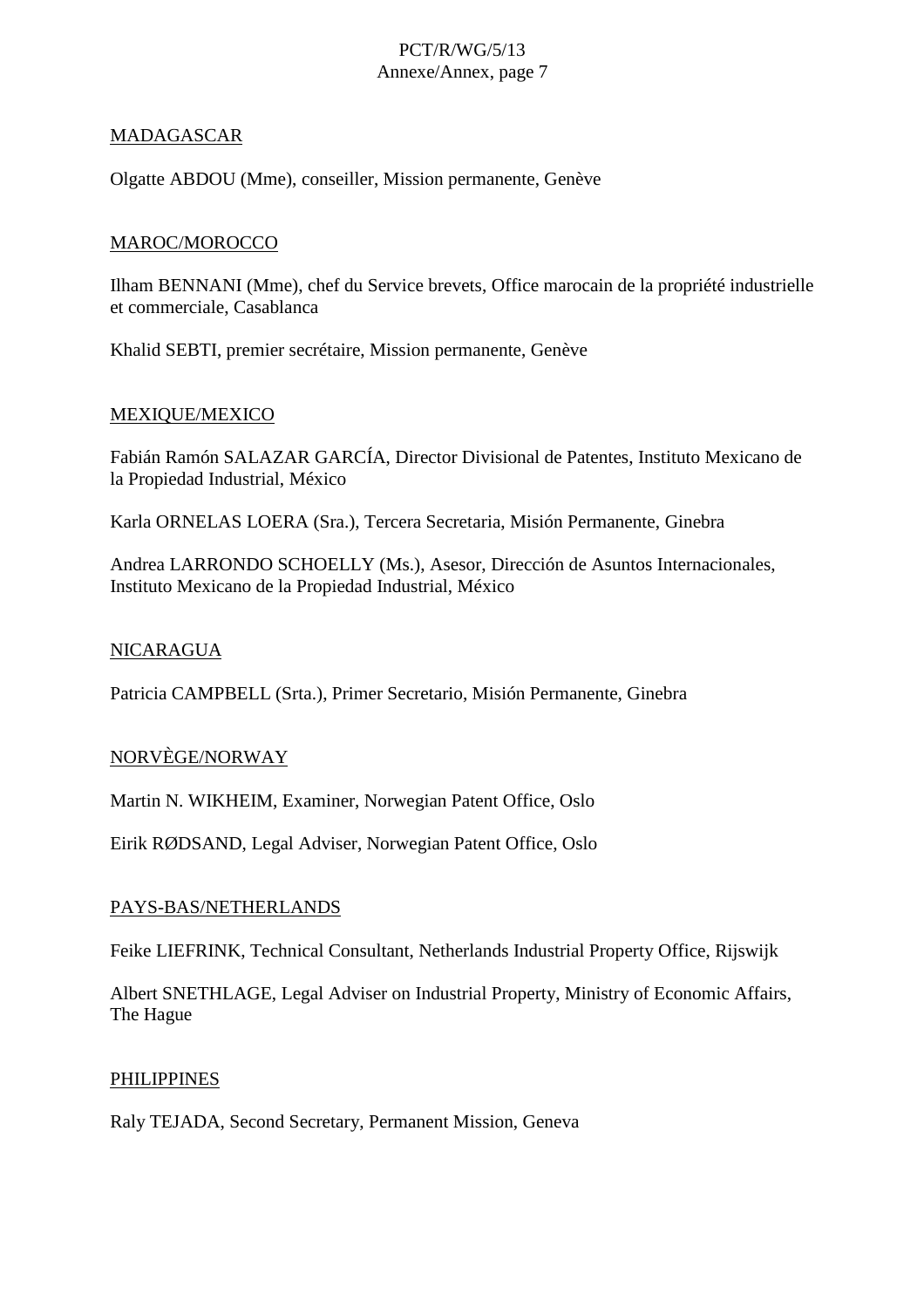MADAGASCAR

Olgatte ABDOU (Mme), conseiller, Mission permanente, Genève

MAROC/MOROCCO

Ilham BENNANI (Mme), chef du Service brevets, Office marocain de la propriété industrielle et commerciale, Casablanca

Khalid SEBTI, premier secrétaire, Mission permanente, Genève

MEXIQUE/MEXICO

Fabián Ramón SALAZAR GARCÍA, Director Divisional de Patentes, Instituto Mexicano de la Propiedad Industrial, México

Karla ORNELAS LOERA (Sra.), Tercera Secretaria, Misión Permanente, Ginebra

Andrea LARRONDO SCHOELLY (Ms.), Asesor, Dirección de Asuntos Internacionales, Instituto Mexicano de la Propiedad Industrial, México

NICARAGUA

Patricia CAMPBELL (Srta.), Primer Secretario, Misión Permanente, Ginebra

NORVÈGE/NORWAY

Martin N. WIKHEIM, Examiner, Norwegian Patent Office, Oslo

Eirik RØDSAND, Legal Adviser, Norwegian Patent Office, Oslo

PAYS-BAS/NETHERLANDS

Feike LIEFRINK, Technical Consultant, Netherlands Industrial Property Office, Rijswijk

Albert SNETHLAGE, Legal Adviser on Industrial Property, Ministry of Economic Affairs, The Hague

PHILIPPINES

Raly TEJADA, Second Secretary, Permanent Mission, Geneva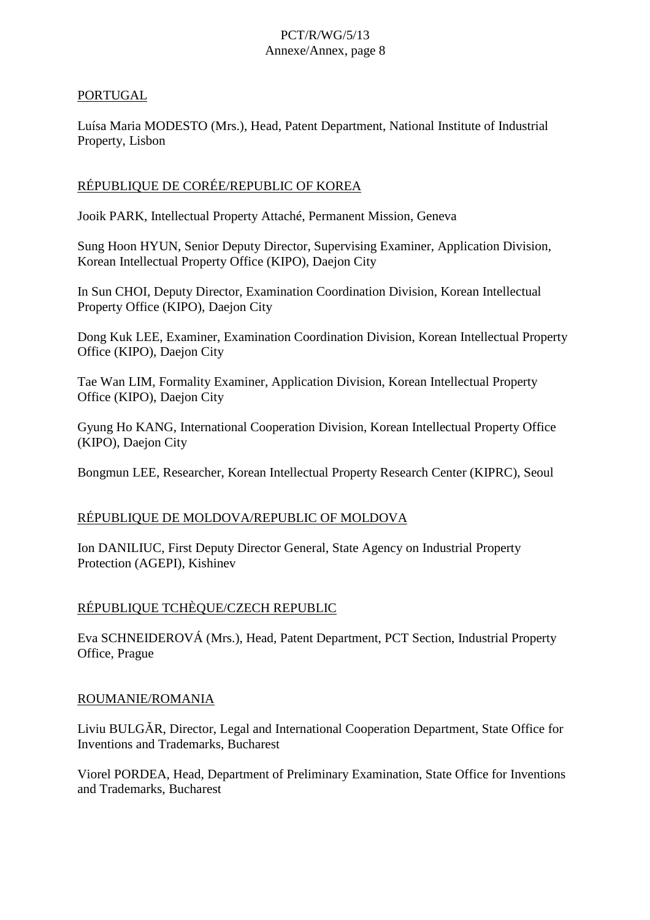PORTUGAL

Luísa Maria MODESTO (Mrs.), Head, Patent Department, National Institute of Industrial Property, Lisbon

RÉPUBLIQUE DE CORÉE/REPUBLIC OF KOREA

Jooik PARK, Intellectual Property Attaché, Permanent Mission, Geneva

Sung Hoon HYUN, Senior Deputy Director, Supervising Examiner, Application Division, Korean Intellectual Property Office (KIPO), Daejon City

In Sun CHOI, Deputy Director, Examination Coordination Division, Korean Intellectual Property Office (KIPO), Daejon City

Dong Kuk LEE, Examiner, Examination Coordination Division, Korean Intellectual Property Office (KIPO), Daejon City

Tae Wan LIM, Formality Examiner, Application Division, Korean Intellectual Property Office (KIPO), Daejon City

Gyung Ho KANG, International Cooperation Division, Korean Intellectual Property Office (KIPO), Daejon City

Bongmun LEE, Researcher, Korean Intellectual Property Research Center (KIPRC), Seoul

RÉPUBLIQUE DE MOLDOVA/REPUBLIC OF MOLDOVA

Ion DANILIUC, First Deputy Director General, State Agency on Industrial Property Protection (AGEPI), Kishinev

RÉPUBLIQUE TCHÈQUE/CZECH REPUBLIC

Eva SCHNEIDEROVÁ (Mrs.), Head, Patent Department, PCT Section, Industrial Property Office, Prague

ROUMANIE/ROMANIA

Liviu BULGĂR, Director, Legal and International Cooperation Department, State Office for Inventions and Trademarks, Bucharest

Viorel PORDEA, Head, Department of Preliminary Examination, State Office for Inventions and Trademarks, Bucharest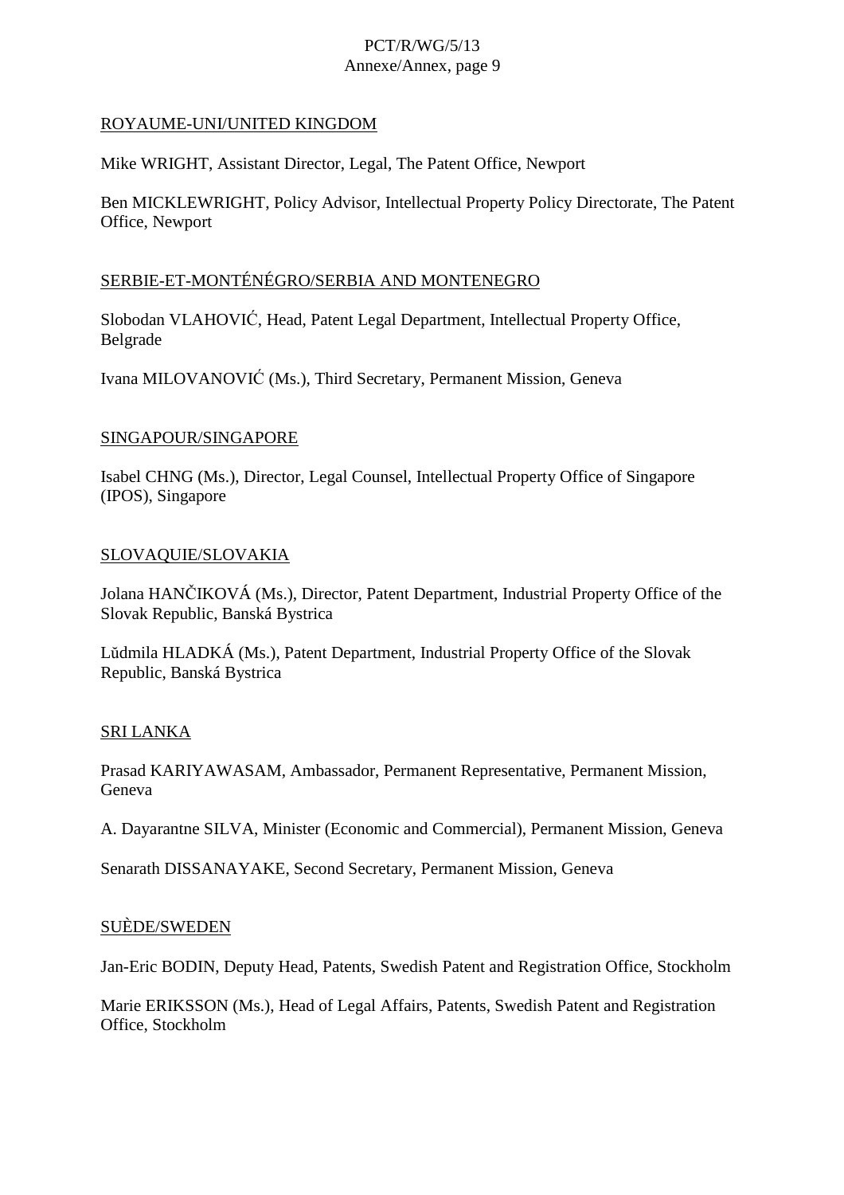<u>ROYAUME-UNI/UNITED KINGDOM</u>

Mike WRIGHT, Assistant Director, Legal, The Patent Office, Newport

Ben MICKLEWRIGHT, Policy Advisor, Intellectual Property Policy Directorate, The Patent Office, Newport

<u>SERBIE-ET-MONTÉNÉGRO/SERBIA AND MONTENEGRO</u>

Slobodan VLAHOVIĆ, Head, Patent Legal Department, Intellectual Property Office, Belgrade

Ivana MILOVANOVIĆ (Ms.), Third Secretary, Permanent Mission, Geneva

<u>SINGAPOUR/SINGAPORE</u>

Isabel CHNG (Ms.), Director, Legal Counsel, Intellectual Property Office of Singapore (IPOS), Singapore

<u>SLOVAQUIE/SLOVAKIA</u>

Jolana HANČIKOVÁ (Ms.), Director, Patent Department, Industrial Property Office of the Slovak Republic, Banská Bystrica

Lŭdmila HLADKÁ (Ms.), Patent Department, Industrial Property Office of the Slovak Republic, Banská Bystrica

<u>SRI LANKA</u>

Prasad KARIYAWASAM, Ambassador, Permanent Representative, Permanent Mission, Geneva

A. Dayarantne SILVA, Minister (Economic and Commercial), Permanent Mission, Geneva

Senarath DISSANAYAKE, Second Secretary, Permanent Mission, Geneva

<u>SUÈDE/SWEDEN</u>

Jan-Eric BODIN, Deputy Head, Patents, Swedish Patent and Registration Office, Stockholm

Marie ERIKSSON (Ms.), Head of Legal Affairs, Patents, Swedish Patent and Registration Office, Stockholm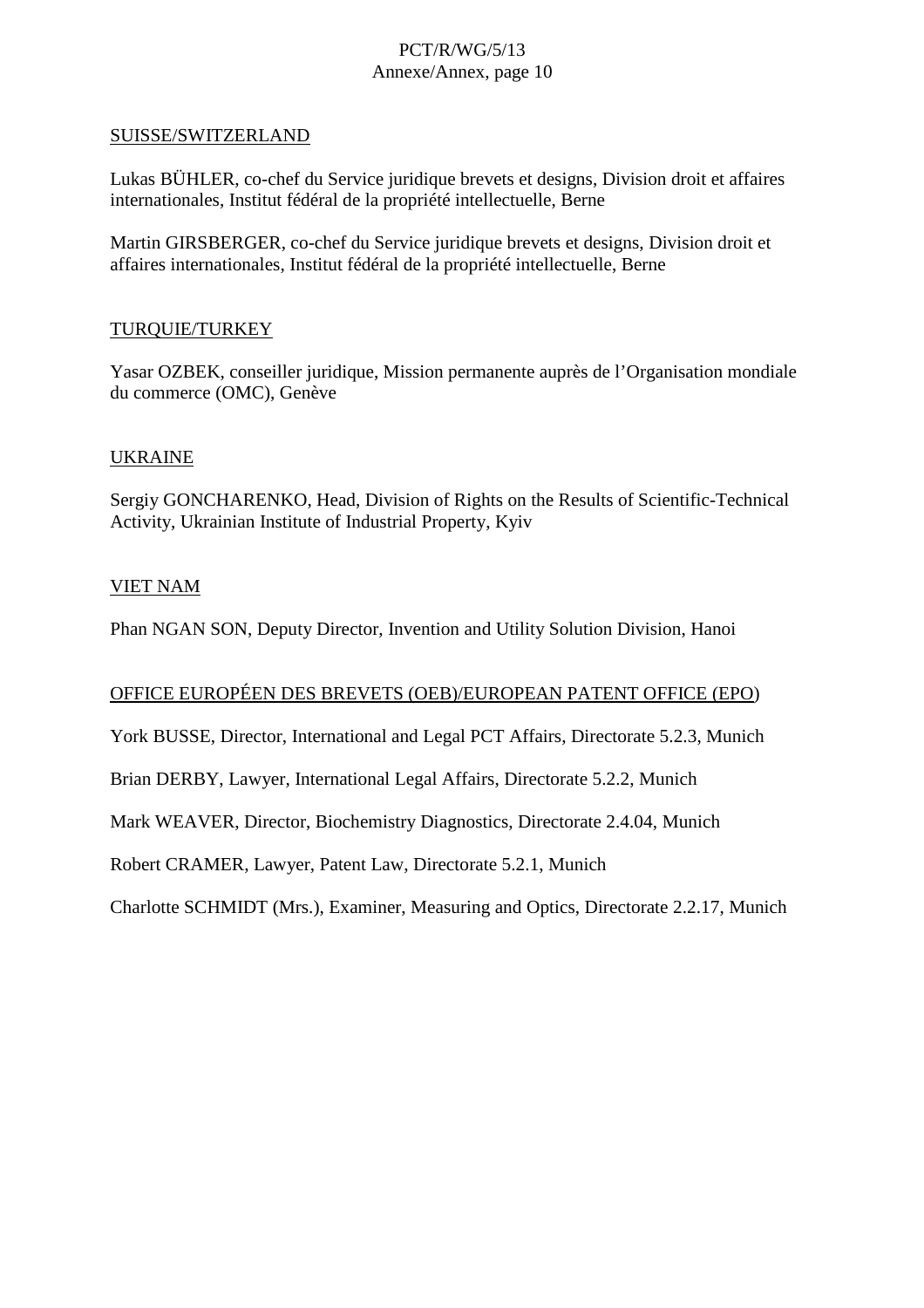SUISSE/SWITZERLAND

Lukas BÜHLER, co-chef du Service juridique brevets et designs, Division droit et affaires internationales, Institut fédéral de la propriété intellectuelle, Berne

Martin GIRSBERGER, co-chef du Service juridique brevets et designs, Division droit et affaires internationales, Institut fédéral de la propriété intellectuelle, Berne

TURQUIE/TURKEY

Yasar OZBEK, conseiller juridique, Mission permanente auprès de l'Organisation mondiale du commerce (OMC), Genève

UKRAINE

Sergiy GONCHARENKO, Head, Division of Rights on the Results of Scientific-Technical Activity, Ukrainian Institute of Industrial Property, Kyiv

VIET NAM

Phan NGAN SON, Deputy Director, Invention and Utility Solution Division, Hanoi

OFFICE EUROPÉEN DES BREVETS (OEB)/EUROPEAN PATENT OFFICE (EPO)

York BUSSE, Director, International and Legal PCT Affairs, Directorate 5.2.3, Munich

Brian DERBY, Lawyer, International Legal Affairs, Directorate 5.2.2, Munich

Mark WEAVER, Director, Biochemistry Diagnostics, Directorate 2.4.04, Munich

Robert CRAMER, Lawyer, Patent Law, Directorate 5.2.1, Munich

Charlotte SCHMIDT (Mrs.), Examiner, Measuring and Optics, Directorate 2.2.17, Munich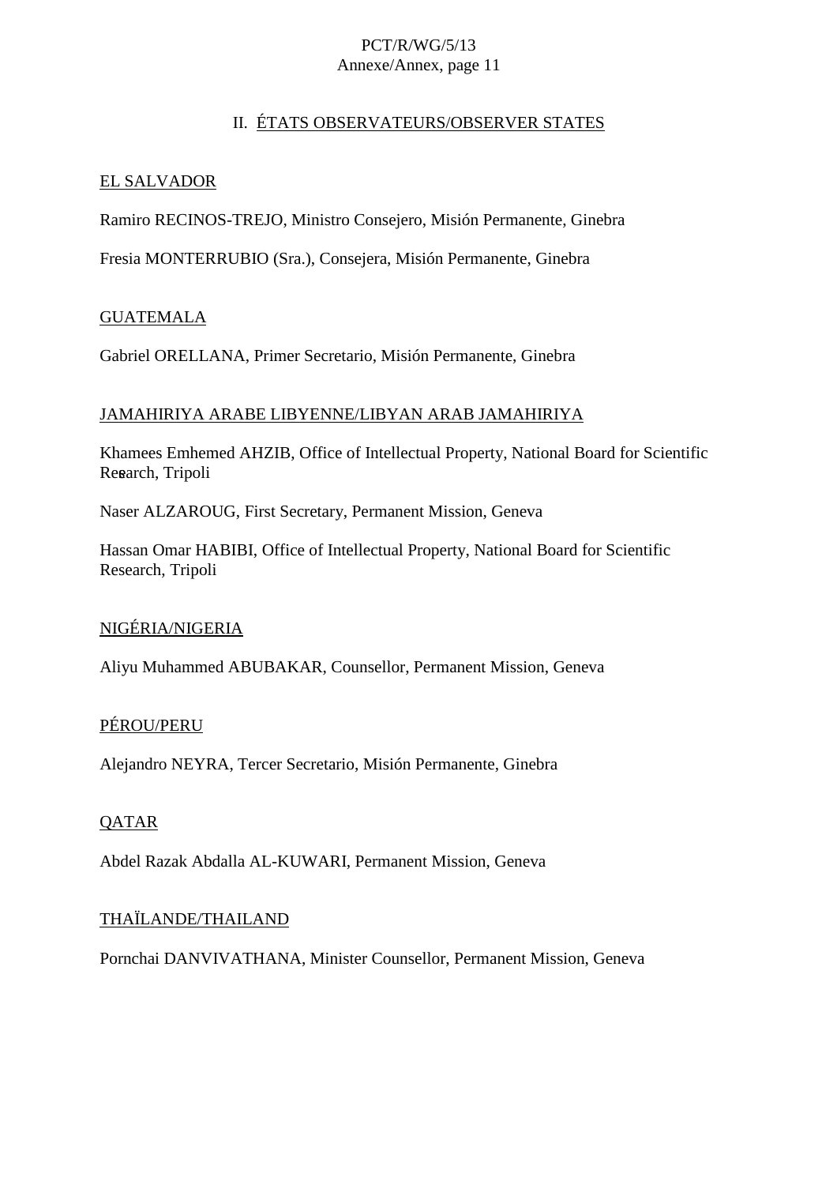## II. ÉTATS OBSERVATEURS/OBSERVER STATES

EL SALVADOR

Ramiro RECINOS-TREJO, Ministro Consejero, Misión Permanente, Ginebra

Fresia MONTERRUBIO (Sra.), Consejera, Misión Permanente, Ginebra

GUATEMALA

Gabriel ORELLANA, Primer Secretario, Misión Permanente, Ginebra

JAMAHIRIYA ARABE LIBYENNE/LIBYAN ARAB JAMAHIRIYA

Khamees Emhemed AHZIB, Office of Intellectual Property, National Board for Scientific Research, Tripoli

Naser ALZAROUG, First Secretary, Permanent Mission, Geneva

Hassan Omar HABIBI, Office of Intellectual Property, National Board for Scientific Research, Tripoli

NIGÉRIA/NIGERIA

Aliyu Muhammed ABUBAKAR, Counsellor, Permanent Mission, Geneva

PÉROU/PERU

Alejandro NEYRA, Tercer Secretario, Misión Permanente, Ginebra

QATAR

Abdel Razak Abdalla AL-KUWARI, Permanent Mission, Geneva

THAÏLANDE/THAILAND

Pornchai DANVIVATHANA, Minister Counsellor, Permanent Mission, Geneva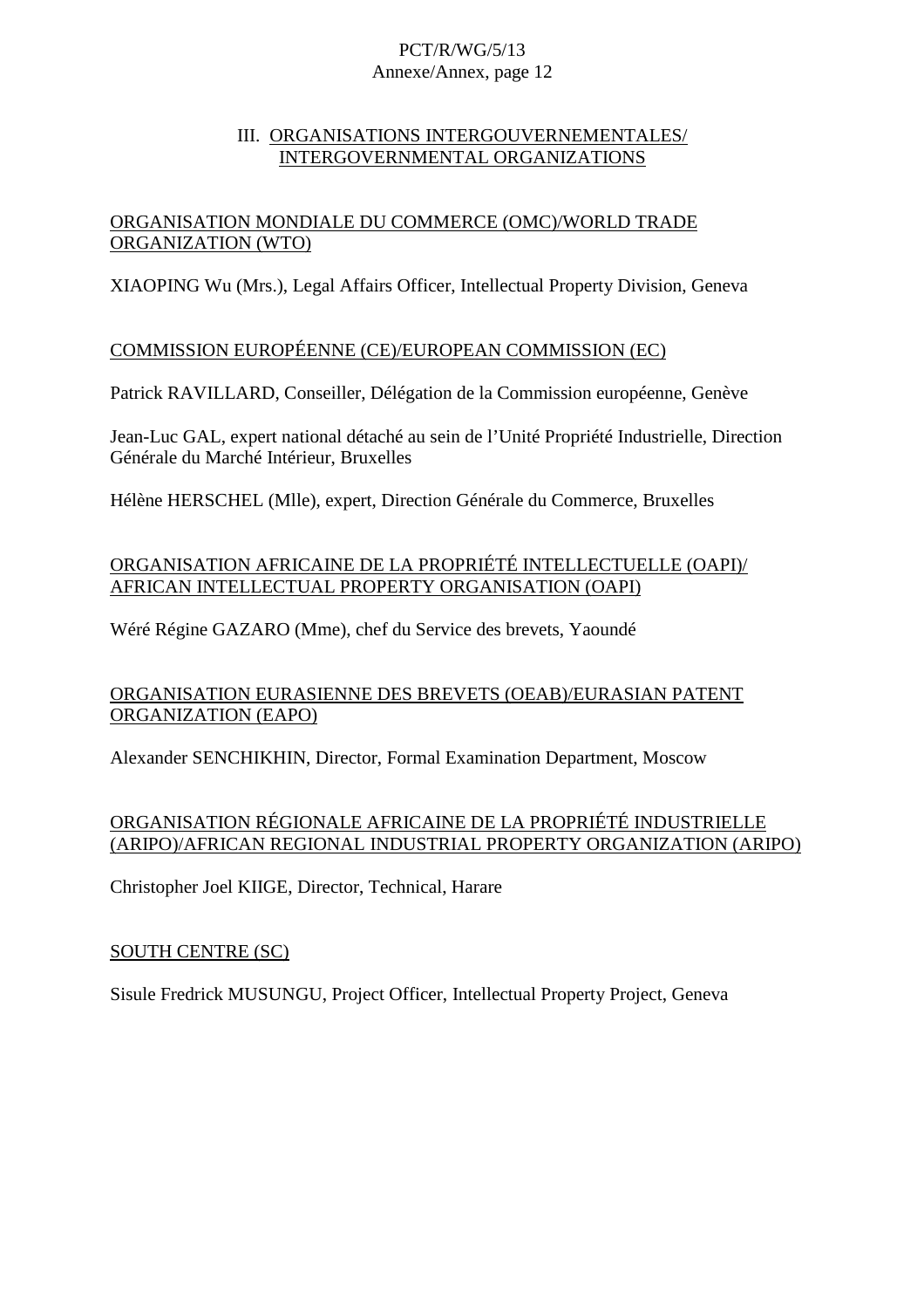## III. ORGANISATIONS INTERGOUVERNEMENTALES/ INTERGOVERNMENTAL ORGANIZATIONS

### ORGANISATION MONDIALE DU COMMERCE (OMC)/WORLD TRADE ORGANIZATION (WTO)

XIAOPING Wu (Mrs.), Legal Affairs Officer, Intellectual Property Division, Geneva

### COMMISSION EUROPÉENNE (CE)/EUROPEAN COMMISSION (EC)

Patrick RAVILLARD, Conseiller, Délégation de la Commission européenne, Genève

Jean-Luc GAL, expert national détaché au sein de l'Unité Propriété Industrielle, Direction Générale du Marché Intérieur, Bruxelles

Hélène HERSCHEL (Mlle), expert, Direction Générale du Commerce, Bruxelles

### ORGANISATION AFRICAINE DE LA PROPRIÉTÉ INTELLECTUELLE (OAPI)/ AFRICAN INTELLECTUAL PROPERTY ORGANISATION (OAPI)

Wéré Régine GAZARO (Mme), chef du Service des brevets, Yaoundé

### ORGANISATION EURASIENNE DES BREVETS (OEAB)/EURASIAN PATENT ORGANIZATION (EAPO)

Alexander SENCHIKHIN, Director, Formal Examination Department, Moscow

### ORGANISATION RÉGIONALE AFRICAINE DE LA PROPRIÉTÉ INDUSTRIELLE (ARIPO)/AFRICAN REGIONAL INDUSTRIAL PROPERTY ORGANIZATION (ARIPO)

Christopher Joel KIIGE, Director, Technical, Harare

### SOUTH CENTRE (SC)

Sisule Fredrick MUSUNGU, Project Officer, Intellectual Property Project, Geneva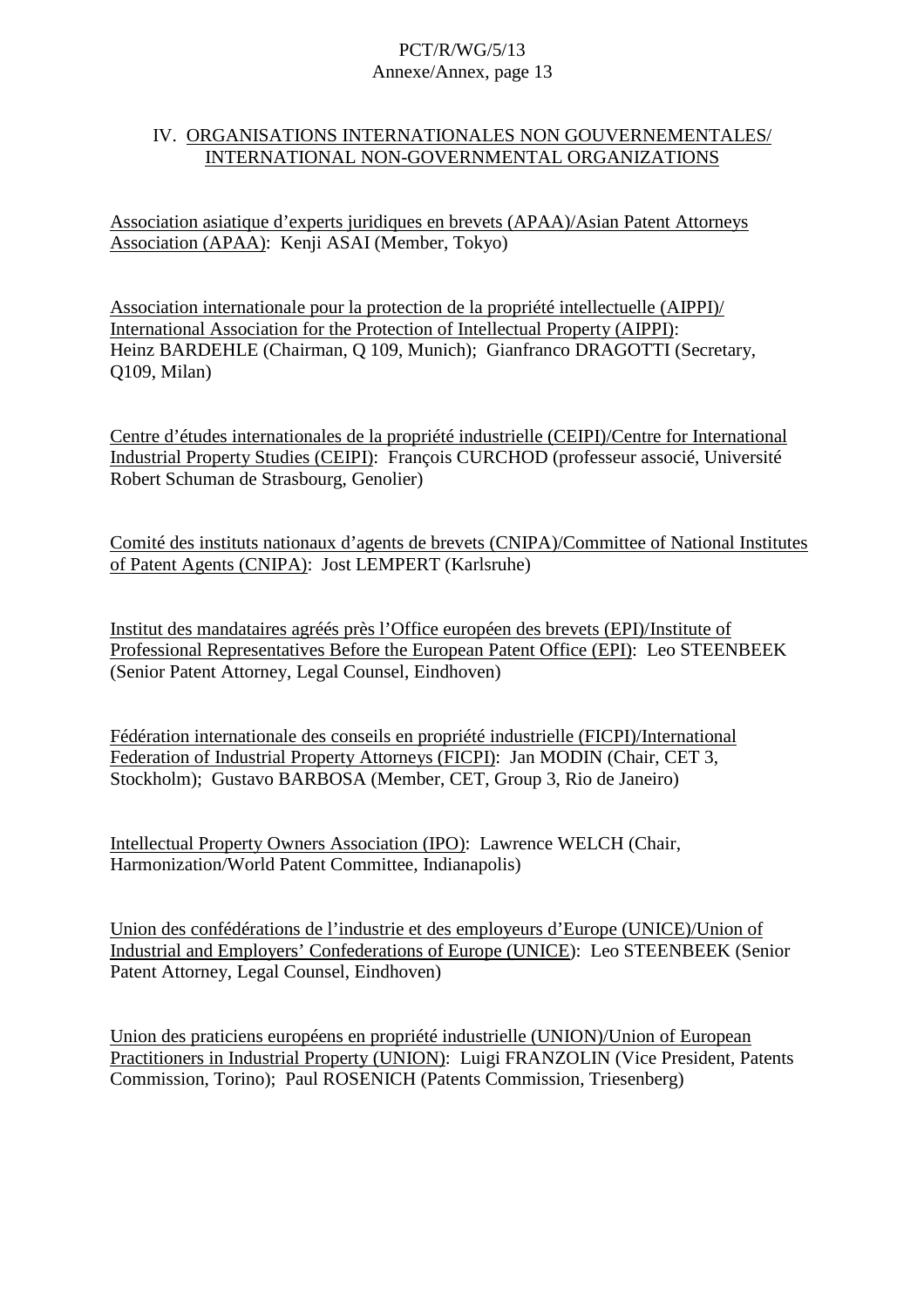## IV. <u>ORGANISATIONS INTERNATIONALES NON GOUVERNEMENTALES/ INTERNATIONAL NON-GOVERNMENTAL ORGANIZATIONS</u>

<u>Association asiatique d'experts juridiques en brevets (APAA)/Asian Patent Attorneys Association (APAA)</u>: Kenji ASAI (Member, Tokyo)

<u>Association internationale pour la protection de la propriété intellectuelle (AIPPI)/ International Association for the Protection of Intellectual Property (AIPPI)</u>: Heinz BARDEHLE (Chairman, Q 109, Munich); Gianfranco DRAGOTTI (Secretary, Q109, Milan)

<u>Centre d'études internationales de la propriété industrielle (CEIPI)/Centre for International Industrial Property Studies (CEIPI)</u>: François CURCHOD (professeur associé, Université Robert Schuman de Strasbourg, Genolier)

<u>Comité des instituts nationaux d'agents de brevets (CNIPA)/Committee of National Institutes of Patent Agents (CNIPA)</u>: Jost LEMPERT (Karlsruhe)

<u>Institut des mandataires agréés près l'Office européen des brevets (EPI)/Institute of Professional Representatives Before the European Patent Office (EPI)</u>: Leo STEENBEEK (Senior Patent Attorney, Legal Counsel, Eindhoven)

<u>Fédération internationale des conseils en propriété industrielle (FICPI)/International Federation of Industrial Property Attorneys (FICPI)</u>: Jan MODIN (Chair, CET 3, Stockholm); Gustavo BARBOSA (Member, CET, Group 3, Rio de Janeiro)

<u>Intellectual Property Owners Association (IPO)</u>: Lawrence WELCH (Chair, Harmonization/World Patent Committee, Indianapolis)

<u>Union des confédérations de l'industrie et des employeurs d'Europe (UNICE)/Union of Industrial and Employers' Confederations of Europe (UNICE)</u>: Leo STEENBEEK (Senior Patent Attorney, Legal Counsel, Eindhoven)

<u>Union des praticiens européens en propriété industrielle (UNION)/Union of European Practitioners in Industrial Property (UNION)</u>: Luigi FRANZOLIN (Vice President, Patents Commission, Torino); Paul ROSENICH (Patents Commission, Triesenberg)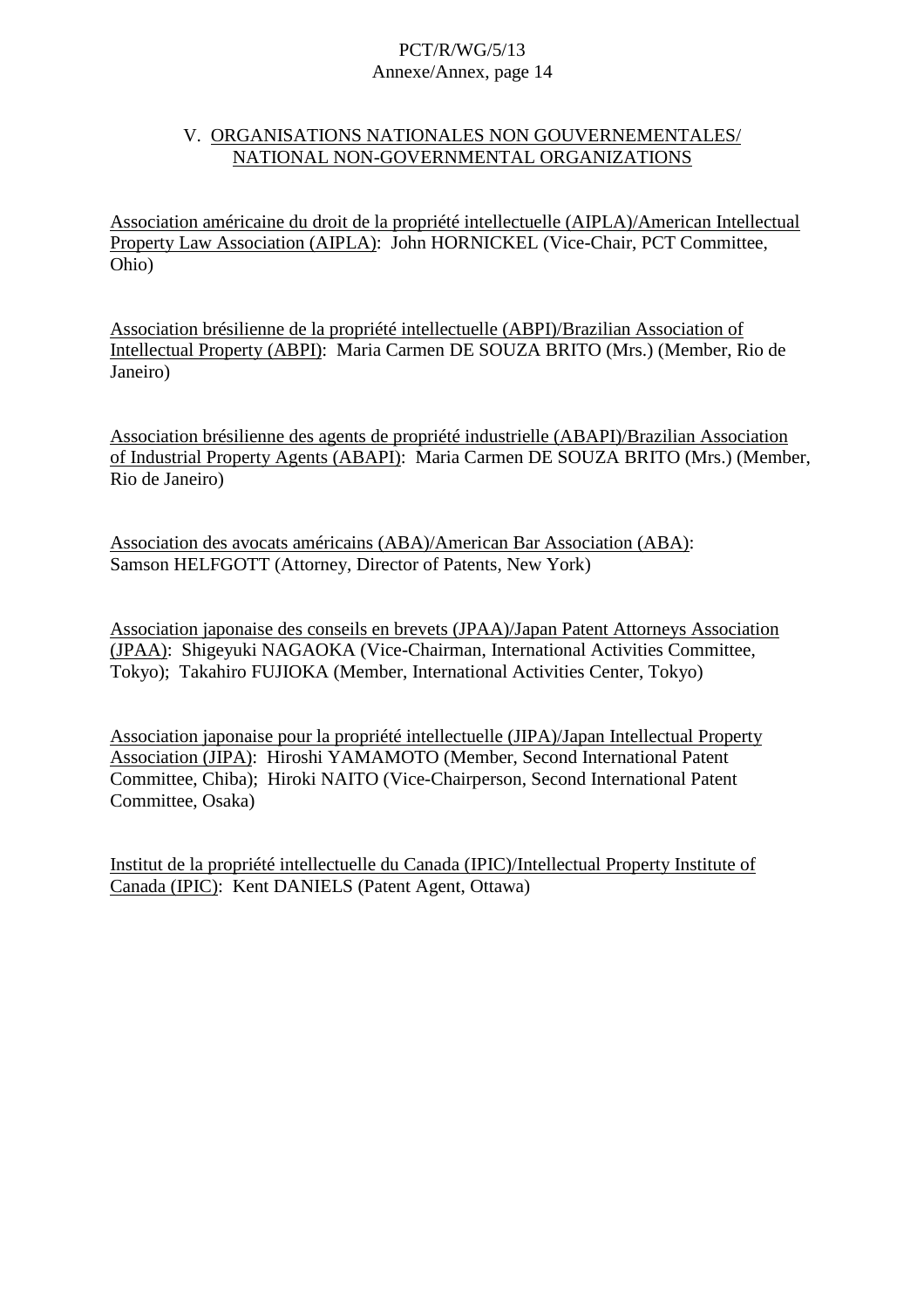## V. ORGANISATIONS NATIONALES NON GOUVERNEMENTALES/ NATIONAL NON-GOVERNMENTAL ORGANIZATIONS

Association américaine du droit de la propriété intellectuelle (AIPLA)/American Intellectual Property Law Association (AIPLA): John HORNICKEL (Vice-Chair, PCT Committee, Ohio)

Association brésilienne de la propriété intellectuelle (ABPI)/Brazilian Association of Intellectual Property (ABPI): Maria Carmen DE SOUZA BRITO (Mrs.) (Member, Rio de Janeiro)

Association brésilienne des agents de propriété industrielle (ABAPI)/Brazilian Association of Industrial Property Agents (ABAPI): Maria Carmen DE SOUZA BRITO (Mrs.) (Member, Rio de Janeiro)

Association des avocats américains (ABA)/American Bar Association (ABA): Samson HELFGOTT (Attorney, Director of Patents, New York)

Association japonaise des conseils en brevets (JPAA)/Japan Patent Attorneys Association (JPAA): Shigeyuki NAGAOKA (Vice-Chairman, International Activities Committee, Tokyo); Takahiro FUJIOKA (Member, International Activities Center, Tokyo)

Association japonaise pour la propriété intellectuelle (JIPA)/Japan Intellectual Property Association (JIPA): Hiroshi YAMAMOTO (Member, Second International Patent Committee, Chiba); Hiroki NAITO (Vice-Chairperson, Second International Patent Committee, Osaka)

Institut de la propriété intellectuelle du Canada (IPIC)/Intellectual Property Institute of Canada (IPIC): Kent DANIELS (Patent Agent, Ottawa)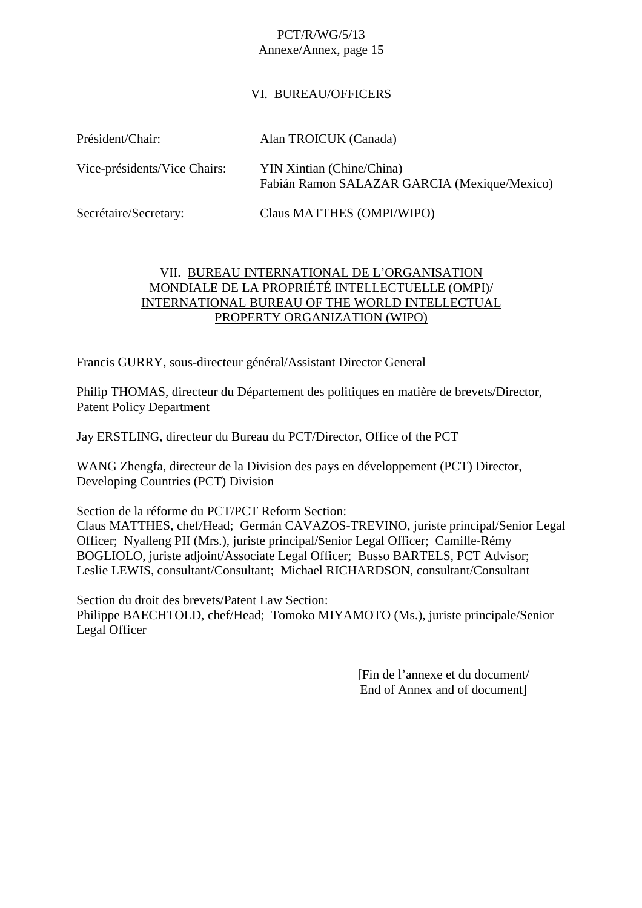## VI. BUREAU/OFFICERS

| | |
|---|---|
| Président/Chair: | Alan TROICUK (Canada) |
| Vice-présidents/Vice Chairs: | YIN Xintian (Chine/China)<br>Fabián Ramon SALAZAR GARCIA (Mexique/Mexico) |
| Secrétaire/Secretary: | Claus MATTHES (OMPI/WIPO) |

## VII. BUREAU INTERNATIONAL DE L'ORGANISATION MONDIALE DE LA PROPRIÉTÉ INTELLECTUELLE (OMPI)/ INTERNATIONAL BUREAU OF THE WORLD INTELLECTUAL PROPERTY ORGANIZATION (WIPO)

Francis GURRY, sous-directeur général/Assistant Director General

Philip THOMAS, directeur du Département des politiques en matière de brevets/Director, Patent Policy Department

Jay ERSTLING, directeur du Bureau du PCT/Director, Office of the PCT

WANG Zhengfa, directeur de la Division des pays en développement (PCT) Director, Developing Countries (PCT) Division

Section de la réforme du PCT/PCT Reform Section:
Claus MATTHES, chef/Head; Germán CAVAZOS-TREVINO, juriste principal/Senior Legal Officer; Nyalleng PII (Mrs.), juriste principal/Senior Legal Officer; Camille-Rémy BOGLIOLO, juriste adjoint/Associate Legal Officer; Busso BARTELS, PCT Advisor; Leslie LEWIS, consultant/Consultant; Michael RICHARDSON, consultant/Consultant

Section du droit des brevets/Patent Law Section:
Philippe BAECHTOLD, chef/Head; Tomoko MIYAMOTO (Ms.), juriste principale/Senior Legal Officer

[Fin de l'annexe et du document/
End of Annex and of document]